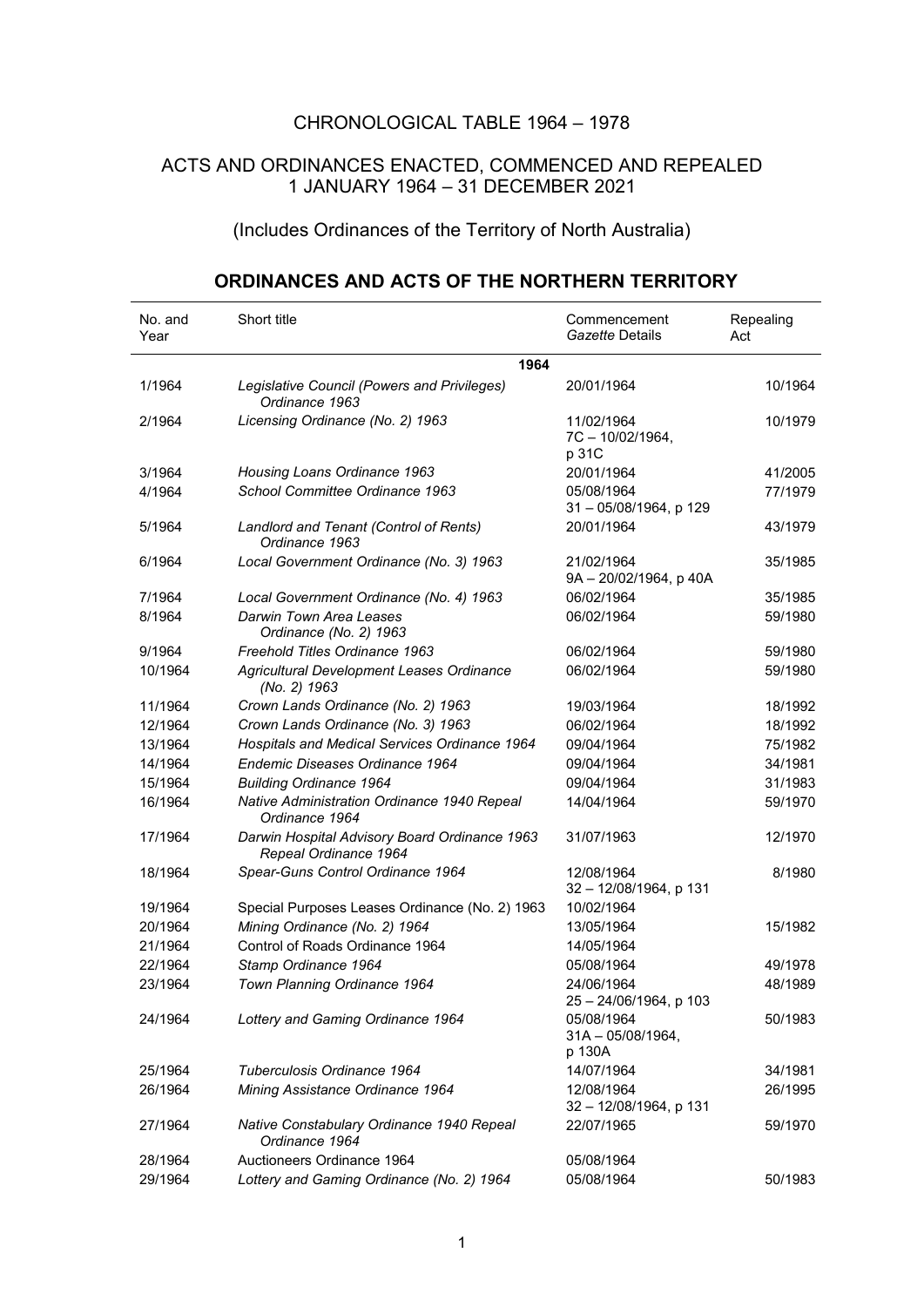CHRONOLOGICAL TABLE 1964 – 1978

ACTS AND ORDINANCES ENACTED, COMMENCED AND REPEALED
1 JANUARY 1964 – 31 DECEMBER 2021

(Includes Ordinances of the Territory of North Australia)

## ORDINANCES AND ACTS OF THE NORTHERN TERRITORY

| No. and Year | Short title | Commencement *Gazette* Details | Repealing Act |
|---|---|---|---|
| | **1964** | | |
| 1/1964 | *Legislative Council (Powers and Privileges) Ordinance 1963* | 20/01/1964 | 10/1964 |
| 2/1964 | *Licensing Ordinance (No. 2) 1963* | 11/02/1964 7C – 10/02/1964, p 31C | 10/1979 |
| 3/1964 | *Housing Loans Ordinance 1963* | 20/01/1964 | 41/2005 |
| 4/1964 | *School Committee Ordinance 1963* | 05/08/1964 31 – 05/08/1964, p 129 | 77/1979 |
| 5/1964 | *Landlord and Tenant (Control of Rents) Ordinance 1963* | 20/01/1964 | 43/1979 |
| 6/1964 | *Local Government Ordinance (No. 3) 1963* | 21/02/1964 9A – 20/02/1964, p 40A | 35/1985 |
| 7/1964 | *Local Government Ordinance (No. 4) 1963* | 06/02/1964 | 35/1985 |
| 8/1964 | *Darwin Town Area Leases Ordinance (No. 2) 1963* | 06/02/1964 | 59/1980 |
| 9/1964 | *Freehold Titles Ordinance 1963* | 06/02/1964 | 59/1980 |
| 10/1964 | *Agricultural Development Leases Ordinance (No. 2) 1963* | 06/02/1964 | 59/1980 |
| 11/1964 | *Crown Lands Ordinance (No. 2) 1963* | 19/03/1964 | 18/1992 |
| 12/1964 | *Crown Lands Ordinance (No. 3) 1963* | 06/02/1964 | 18/1992 |
| 13/1964 | *Hospitals and Medical Services Ordinance 1964* | 09/04/1964 | 75/1982 |
| 14/1964 | *Endemic Diseases Ordinance 1964* | 09/04/1964 | 34/1981 |
| 15/1964 | *Building Ordinance 1964* | 09/04/1964 | 31/1983 |
| 16/1964 | *Native Administration Ordinance 1940 Repeal Ordinance 1964* | 14/04/1964 | 59/1970 |
| 17/1964 | *Darwin Hospital Advisory Board Ordinance 1963 Repeal Ordinance 1964* | 31/07/1963 | 12/1970 |
| 18/1964 | *Spear-Guns Control Ordinance 1964* | 12/08/1964 32 – 12/08/1964, p 131 | 8/1980 |
| 19/1964 | Special Purposes Leases Ordinance (No. 2) 1963 | 10/02/1964 | |
| 20/1964 | *Mining Ordinance (No. 2) 1964* | 13/05/1964 | 15/1982 |
| 21/1964 | Control of Roads Ordinance 1964 | 14/05/1964 | |
| 22/1964 | *Stamp Ordinance 1964* | 05/08/1964 | 49/1978 |
| 23/1964 | *Town Planning Ordinance 1964* | 24/06/1964 25 – 24/06/1964, p 103 | 48/1989 |
| 24/1964 | *Lottery and Gaming Ordinance 1964* | 05/08/1964 31A – 05/08/1964, p 130A | 50/1983 |
| 25/1964 | *Tuberculosis Ordinance 1964* | 14/07/1964 | 34/1981 |
| 26/1964 | *Mining Assistance Ordinance 1964* | 12/08/1964 32 – 12/08/1964, p 131 | 26/1995 |
| 27/1964 | *Native Constabulary Ordinance 1940 Repeal Ordinance 1964* | 22/07/1965 | 59/1970 |
| 28/1964 | Auctioneers Ordinance 1964 | 05/08/1964 | |
| 29/1964 | *Lottery and Gaming Ordinance (No. 2) 1964* | 05/08/1964 | 50/1983 |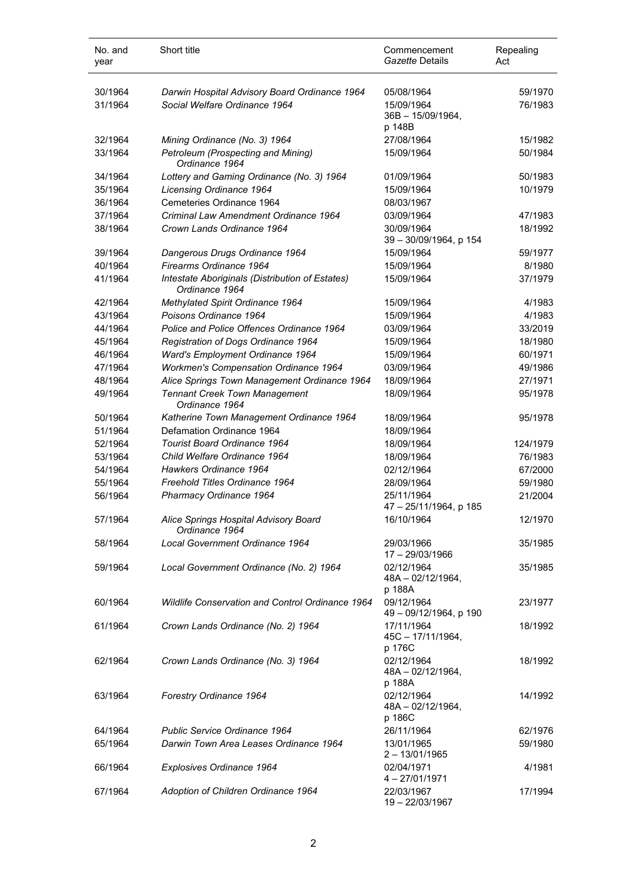| No. and year | Short title | Commencement *Gazette* Details | Repealing Act |
|---|---|---|---|
| 30/1964 | *Darwin Hospital Advisory Board Ordinance 1964* | 05/08/1964 | 59/1970 |
| 31/1964 | *Social Welfare Ordinance 1964* | 15/09/1964<br>36B – 15/09/1964, p 148B | 76/1983 |
| 32/1964 | *Mining Ordinance (No. 3) 1964* | 27/08/1964 | 15/1982 |
| 33/1964 | *Petroleum (Prospecting and Mining) Ordinance 1964* | 15/09/1964 | 50/1984 |
| 34/1964 | *Lottery and Gaming Ordinance (No. 3) 1964* | 01/09/1964 | 50/1983 |
| 35/1964 | *Licensing Ordinance 1964* | 15/09/1964 | 10/1979 |
| 36/1964 | Cemeteries Ordinance 1964 | 08/03/1967 | |
| 37/1964 | *Criminal Law Amendment Ordinance 1964* | 03/09/1964 | 47/1983 |
| 38/1964 | *Crown Lands Ordinance 1964* | 30/09/1964<br>39 – 30/09/1964, p 154 | 18/1992 |
| 39/1964 | *Dangerous Drugs Ordinance 1964* | 15/09/1964 | 59/1977 |
| 40/1964 | *Firearms Ordinance 1964* | 15/09/1964 | 8/1980 |
| 41/1964 | *Intestate Aboriginals (Distribution of Estates) Ordinance 1964* | 15/09/1964 | 37/1979 |
| 42/1964 | *Methylated Spirit Ordinance 1964* | 15/09/1964 | 4/1983 |
| 43/1964 | *Poisons Ordinance 1964* | 15/09/1964 | 4/1983 |
| 44/1964 | *Police and Police Offences Ordinance 1964* | 03/09/1964 | 33/2019 |
| 45/1964 | *Registration of Dogs Ordinance 1964* | 15/09/1964 | 18/1980 |
| 46/1964 | *Ward's Employment Ordinance 1964* | 15/09/1964 | 60/1971 |
| 47/1964 | *Workmen's Compensation Ordinance 1964* | 03/09/1964 | 49/1986 |
| 48/1964 | *Alice Springs Town Management Ordinance 1964* | 18/09/1964 | 27/1971 |
| 49/1964 | *Tennant Creek Town Management Ordinance 1964* | 18/09/1964 | 95/1978 |
| 50/1964 | *Katherine Town Management Ordinance 1964* | 18/09/1964 | 95/1978 |
| 51/1964 | Defamation Ordinance 1964 | 18/09/1964 | |
| 52/1964 | *Tourist Board Ordinance 1964* | 18/09/1964 | 124/1979 |
| 53/1964 | *Child Welfare Ordinance 1964* | 18/09/1964 | 76/1983 |
| 54/1964 | *Hawkers Ordinance 1964* | 02/12/1964 | 67/2000 |
| 55/1964 | *Freehold Titles Ordinance 1964* | 28/09/1964 | 59/1980 |
| 56/1964 | *Pharmacy Ordinance 1964* | 25/11/1964<br>47 – 25/11/1964, p 185 | 21/2004 |
| 57/1964 | *Alice Springs Hospital Advisory Board Ordinance 1964* | 16/10/1964 | 12/1970 |
| 58/1964 | *Local Government Ordinance 1964* | 29/03/1966<br>17 – 29/03/1966 | 35/1985 |
| 59/1964 | *Local Government Ordinance (No. 2) 1964* | 02/12/1964<br>48A – 02/12/1964, p 188A | 35/1985 |
| 60/1964 | *Wildlife Conservation and Control Ordinance 1964* | 09/12/1964<br>49 – 09/12/1964, p 190 | 23/1977 |
| 61/1964 | *Crown Lands Ordinance (No. 2) 1964* | 17/11/1964<br>45C – 17/11/1964, p 176C | 18/1992 |
| 62/1964 | *Crown Lands Ordinance (No. 3) 1964* | 02/12/1964<br>48A – 02/12/1964, p 188A | 18/1992 |
| 63/1964 | *Forestry Ordinance 1964* | 02/12/1964<br>48A – 02/12/1964, p 186C | 14/1992 |
| 64/1964 | *Public Service Ordinance 1964* | 26/11/1964 | 62/1976 |
| 65/1964 | *Darwin Town Area Leases Ordinance 1964* | 13/01/1965<br>2 – 13/01/1965 | 59/1980 |
| 66/1964 | *Explosives Ordinance 1964* | 02/04/1971<br>4 – 27/01/1971 | 4/1981 |
| 67/1964 | *Adoption of Children Ordinance 1964* | 22/03/1967<br>19 – 22/03/1967 | 17/1994 |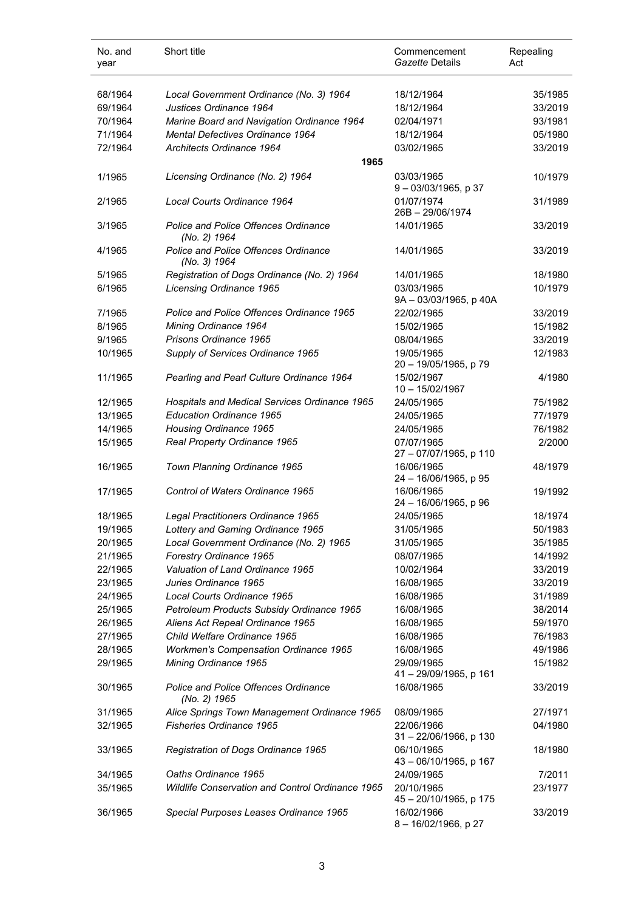| No. and year | Short title | Commencement *Gazette* Details | Repealing Act |
|---|---|---|---|
| 68/1964 | *Local Government Ordinance (No. 3) 1964* | 18/12/1964 | 35/1985 |
| 69/1964 | *Justices Ordinance 1964* | 18/12/1964 | 33/2019 |
| 70/1964 | *Marine Board and Navigation Ordinance 1964* | 02/04/1971 | 93/1981 |
| 71/1964 | *Mental Defectives Ordinance 1964* | 18/12/1964 | 05/1980 |
| 72/1964 | *Architects Ordinance 1964* | 03/02/1965 | 33/2019 |
| | **1965** | | |
| 1/1965 | *Licensing Ordinance (No. 2) 1964* | 03/03/1965<br>9 – 03/03/1965, p 37 | 10/1979 |
| 2/1965 | *Local Courts Ordinance 1964* | 01/07/1974<br>26B – 29/06/1974 | 31/1989 |
| 3/1965 | *Police and Police Offences Ordinance (No. 2) 1964* | 14/01/1965 | 33/2019 |
| 4/1965 | *Police and Police Offences Ordinance (No. 3) 1964* | 14/01/1965 | 33/2019 |
| 5/1965 | *Registration of Dogs Ordinance (No. 2) 1964* | 14/01/1965 | 18/1980 |
| 6/1965 | *Licensing Ordinance 1965* | 03/03/1965<br>9A – 03/03/1965, p 40A | 10/1979 |
| 7/1965 | *Police and Police Offences Ordinance 1965* | 22/02/1965 | 33/2019 |
| 8/1965 | *Mining Ordinance 1964* | 15/02/1965 | 15/1982 |
| 9/1965 | *Prisons Ordinance 1965* | 08/04/1965 | 33/2019 |
| 10/1965 | *Supply of Services Ordinance 1965* | 19/05/1965<br>20 – 19/05/1965, p 79 | 12/1983 |
| 11/1965 | *Pearling and Pearl Culture Ordinance 1964* | 15/02/1967<br>10 – 15/02/1967 | 4/1980 |
| 12/1965 | *Hospitals and Medical Services Ordinance 1965* | 24/05/1965 | 75/1982 |
| 13/1965 | *Education Ordinance 1965* | 24/05/1965 | 77/1979 |
| 14/1965 | *Housing Ordinance 1965* | 24/05/1965 | 76/1982 |
| 15/1965 | *Real Property Ordinance 1965* | 07/07/1965<br>27 – 07/07/1965, p 110 | 2/2000 |
| 16/1965 | *Town Planning Ordinance 1965* | 16/06/1965<br>24 – 16/06/1965, p 95 | 48/1979 |
| 17/1965 | *Control of Waters Ordinance 1965* | 16/06/1965<br>24 – 16/06/1965, p 96 | 19/1992 |
| 18/1965 | *Legal Practitioners Ordinance 1965* | 24/05/1965 | 18/1974 |
| 19/1965 | *Lottery and Gaming Ordinance 1965* | 31/05/1965 | 50/1983 |
| 20/1965 | *Local Government Ordinance (No. 2) 1965* | 31/05/1965 | 35/1985 |
| 21/1965 | *Forestry Ordinance 1965* | 08/07/1965 | 14/1992 |
| 22/1965 | *Valuation of Land Ordinance 1965* | 10/02/1964 | 33/2019 |
| 23/1965 | *Juries Ordinance 1965* | 16/08/1965 | 33/2019 |
| 24/1965 | *Local Courts Ordinance 1965* | 16/08/1965 | 31/1989 |
| 25/1965 | *Petroleum Products Subsidy Ordinance 1965* | 16/08/1965 | 38/2014 |
| 26/1965 | *Aliens Act Repeal Ordinance 1965* | 16/08/1965 | 59/1970 |
| 27/1965 | *Child Welfare Ordinance 1965* | 16/08/1965 | 76/1983 |
| 28/1965 | *Workmen's Compensation Ordinance 1965* | 16/08/1965 | 49/1986 |
| 29/1965 | *Mining Ordinance 1965* | 29/09/1965<br>41 – 29/09/1965, p 161 | 15/1982 |
| 30/1965 | *Police and Police Offences Ordinance (No. 2) 1965* | 16/08/1965 | 33/2019 |
| 31/1965 | *Alice Springs Town Management Ordinance 1965* | 08/09/1965 | 27/1971 |
| 32/1965 | *Fisheries Ordinance 1965* | 22/06/1966<br>31 – 22/06/1966, p 130 | 04/1980 |
| 33/1965 | *Registration of Dogs Ordinance 1965* | 06/10/1965<br>43 – 06/10/1965, p 167 | 18/1980 |
| 34/1965 | *Oaths Ordinance 1965* | 24/09/1965 | 7/2011 |
| 35/1965 | *Wildlife Conservation and Control Ordinance 1965* | 20/10/1965<br>45 – 20/10/1965, p 175 | 23/1977 |
| 36/1965 | *Special Purposes Leases Ordinance 1965* | 16/02/1966<br>8 – 16/02/1966, p 27 | 33/2019 |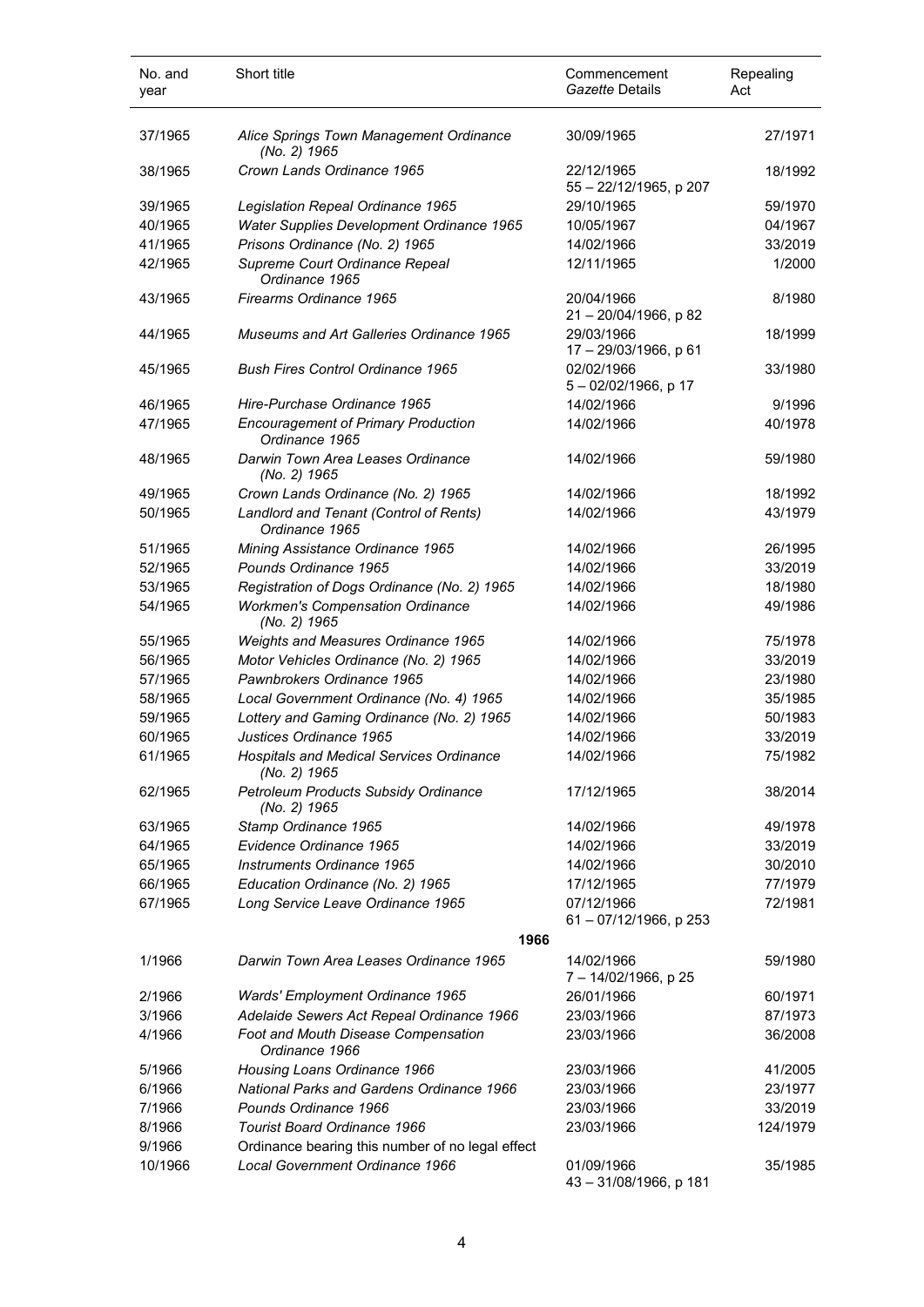| No. and year | Short title | Commencement *Gazette* Details | Repealing Act |
|---|---|---|---|
| 37/1965 | *Alice Springs Town Management Ordinance (No. 2) 1965* | 30/09/1965 | 27/1971 |
| 38/1965 | *Crown Lands Ordinance 1965* | 22/12/1965<br>55 – 22/12/1965, p 207 | 18/1992 |
| 39/1965 | *Legislation Repeal Ordinance 1965* | 29/10/1965 | 59/1970 |
| 40/1965 | *Water Supplies Development Ordinance 1965* | 10/05/1967 | 04/1967 |
| 41/1965 | *Prisons Ordinance (No. 2) 1965* | 14/02/1966 | 33/2019 |
| 42/1965 | *Supreme Court Ordinance Repeal Ordinance 1965* | 12/11/1965 | 1/2000 |
| 43/1965 | *Firearms Ordinance 1965* | 20/04/1966<br>21 – 20/04/1966, p 82 | 8/1980 |
| 44/1965 | *Museums and Art Galleries Ordinance 1965* | 29/03/1966<br>17 – 29/03/1966, p 61 | 18/1999 |
| 45/1965 | *Bush Fires Control Ordinance 1965* | 02/02/1966<br>5 – 02/02/1966, p 17 | 33/1980 |
| 46/1965 | *Hire-Purchase Ordinance 1965* | 14/02/1966 | 9/1996 |
| 47/1965 | *Encouragement of Primary Production Ordinance 1965* | 14/02/1966 | 40/1978 |
| 48/1965 | *Darwin Town Area Leases Ordinance (No. 2) 1965* | 14/02/1966 | 59/1980 |
| 49/1965 | *Crown Lands Ordinance (No. 2) 1965* | 14/02/1966 | 18/1992 |
| 50/1965 | *Landlord and Tenant (Control of Rents) Ordinance 1965* | 14/02/1966 | 43/1979 |
| 51/1965 | *Mining Assistance Ordinance 1965* | 14/02/1966 | 26/1995 |
| 52/1965 | *Pounds Ordinance 1965* | 14/02/1966 | 33/2019 |
| 53/1965 | *Registration of Dogs Ordinance (No. 2) 1965* | 14/02/1966 | 18/1980 |
| 54/1965 | *Workmen's Compensation Ordinance (No. 2) 1965* | 14/02/1966 | 49/1986 |
| 55/1965 | *Weights and Measures Ordinance 1965* | 14/02/1966 | 75/1978 |
| 56/1965 | *Motor Vehicles Ordinance (No. 2) 1965* | 14/02/1966 | 33/2019 |
| 57/1965 | *Pawnbrokers Ordinance 1965* | 14/02/1966 | 23/1980 |
| 58/1965 | *Local Government Ordinance (No. 4) 1965* | 14/02/1966 | 35/1985 |
| 59/1965 | *Lottery and Gaming Ordinance (No. 2) 1965* | 14/02/1966 | 50/1983 |
| 60/1965 | *Justices Ordinance 1965* | 14/02/1966 | 33/2019 |
| 61/1965 | *Hospitals and Medical Services Ordinance (No. 2) 1965* | 14/02/1966 | 75/1982 |
| 62/1965 | *Petroleum Products Subsidy Ordinance (No. 2) 1965* | 17/12/1965 | 38/2014 |
| 63/1965 | *Stamp Ordinance 1965* | 14/02/1966 | 49/1978 |
| 64/1965 | *Evidence Ordinance 1965* | 14/02/1966 | 33/2019 |
| 65/1965 | *Instruments Ordinance 1965* | 14/02/1966 | 30/2010 |
| 66/1965 | *Education Ordinance (No. 2) 1965* | 17/12/1965 | 77/1979 |
| 67/1965 | *Long Service Leave Ordinance 1965* | 07/12/1966<br>61 – 07/12/1966, p 253 | 72/1981 |
| | **1966** | | |
| 1/1966 | *Darwin Town Area Leases Ordinance 1965* | 14/02/1966<br>7 – 14/02/1966, p 25 | 59/1980 |
| 2/1966 | *Wards' Employment Ordinance 1965* | 26/01/1966 | 60/1971 |
| 3/1966 | *Adelaide Sewers Act Repeal Ordinance 1966* | 23/03/1966 | 87/1973 |
| 4/1966 | *Foot and Mouth Disease Compensation Ordinance 1966* | 23/03/1966 | 36/2008 |
| 5/1966 | *Housing Loans Ordinance 1966* | 23/03/1966 | 41/2005 |
| 6/1966 | *National Parks and Gardens Ordinance 1966* | 23/03/1966 | 23/1977 |
| 7/1966 | *Pounds Ordinance 1966* | 23/03/1966 | 33/2019 |
| 8/1966 | *Tourist Board Ordinance 1966* | 23/03/1966 | 124/1979 |
| 9/1966 | Ordinance bearing this number of no legal effect | | |
| 10/1966 | *Local Government Ordinance 1966* | 01/09/1966<br>43 – 31/08/1966, p 181 | 35/1985 |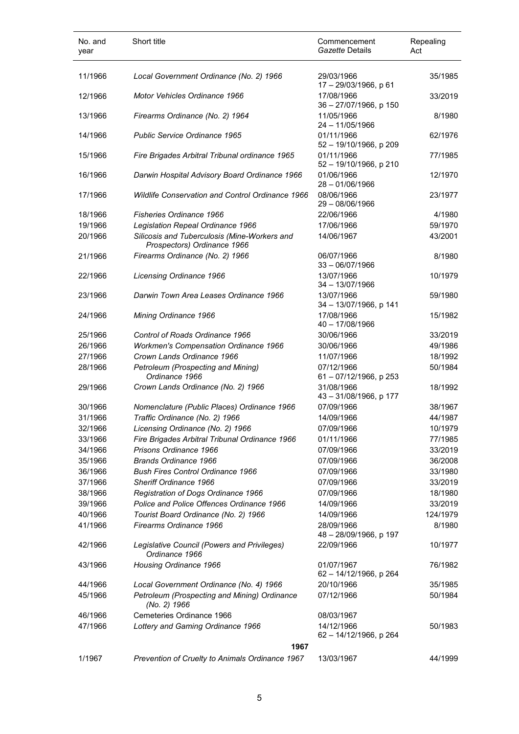| No. and year | Short title | Commencement *Gazette* Details | Repealing Act |
|---|---|---|---|
| 11/1966 | *Local Government Ordinance (No. 2) 1966* | 29/03/1966<br>17 – 29/03/1966, p 61 | 35/1985 |
| 12/1966 | *Motor Vehicles Ordinance 1966* | 17/08/1966<br>36 – 27/07/1966, p 150 | 33/2019 |
| 13/1966 | *Firearms Ordinance (No. 2) 1964* | 11/05/1966<br>24 – 11/05/1966 | 8/1980 |
| 14/1966 | *Public Service Ordinance 1965* | 01/11/1966<br>52 – 19/10/1966, p 209 | 62/1976 |
| 15/1966 | *Fire Brigades Arbitral Tribunal ordinance 1965* | 01/11/1966<br>52 – 19/10/1966, p 210 | 77/1985 |
| 16/1966 | *Darwin Hospital Advisory Board Ordinance 1966* | 01/06/1966<br>28 – 01/06/1966 | 12/1970 |
| 17/1966 | *Wildlife Conservation and Control Ordinance 1966* | 08/06/1966<br>29 – 08/06/1966 | 23/1977 |
| 18/1966 | *Fisheries Ordinance 1966* | 22/06/1966 | 4/1980 |
| 19/1966 | *Legislation Repeal Ordinance 1966* | 17/06/1966 | 59/1970 |
| 20/1966 | *Silicosis and Tuberculosis (Mine-Workers and Prospectors) Ordinance 1966* | 14/06/1967 | 43/2001 |
| 21/1966 | *Firearms Ordinance (No. 2) 1966* | 06/07/1966<br>33 – 06/07/1966 | 8/1980 |
| 22/1966 | *Licensing Ordinance 1966* | 13/07/1966<br>34 – 13/07/1966 | 10/1979 |
| 23/1966 | *Darwin Town Area Leases Ordinance 1966* | 13/07/1966<br>34 – 13/07/1966, p 141 | 59/1980 |
| 24/1966 | *Mining Ordinance 1966* | 17/08/1966<br>40 – 17/08/1966 | 15/1982 |
| 25/1966 | *Control of Roads Ordinance 1966* | 30/06/1966 | 33/2019 |
| 26/1966 | *Workmen's Compensation Ordinance 1966* | 30/06/1966 | 49/1986 |
| 27/1966 | *Crown Lands Ordinance 1966* | 11/07/1966 | 18/1992 |
| 28/1966 | *Petroleum (Prospecting and Mining) Ordinance 1966* | 07/12/1966<br>61 – 07/12/1966, p 253 | 50/1984 |
| 29/1966 | *Crown Lands Ordinance (No. 2) 1966* | 31/08/1966<br>43 – 31/08/1966, p 177 | 18/1992 |
| 30/1966 | *Nomenclature (Public Places) Ordinance 1966* | 07/09/1966 | 38/1967 |
| 31/1966 | *Traffic Ordinance (No. 2) 1966* | 14/09/1966 | 44/1987 |
| 32/1966 | *Licensing Ordinance (No. 2) 1966* | 07/09/1966 | 10/1979 |
| 33/1966 | *Fire Brigades Arbitral Tribunal Ordinance 1966* | 01/11/1966 | 77/1985 |
| 34/1966 | *Prisons Ordinance 1966* | 07/09/1966 | 33/2019 |
| 35/1966 | *Brands Ordinance 1966* | 07/09/1966 | 36/2008 |
| 36/1966 | *Bush Fires Control Ordinance 1966* | 07/09/1966 | 33/1980 |
| 37/1966 | *Sheriff Ordinance 1966* | 07/09/1966 | 33/2019 |
| 38/1966 | *Registration of Dogs Ordinance 1966* | 07/09/1966 | 18/1980 |
| 39/1966 | *Police and Police Offences Ordinance 1966* | 14/09/1966 | 33/2019 |
| 40/1966 | *Tourist Board Ordinance (No. 2) 1966* | 14/09/1966 | 124/1979 |
| 41/1966 | *Firearms Ordinance 1966* | 28/09/1966<br>48 – 28/09/1966, p 197 | 8/1980 |
| 42/1966 | *Legislative Council (Powers and Privileges) Ordinance 1966* | 22/09/1966 | 10/1977 |
| 43/1966 | *Housing Ordinance 1966* | 01/07/1967<br>62 – 14/12/1966, p 264 | 76/1982 |
| 44/1966 | *Local Government Ordinance (No. 4) 1966* | 20/10/1966 | 35/1985 |
| 45/1966 | *Petroleum (Prospecting and Mining) Ordinance (No. 2) 1966* | 07/12/1966 | 50/1984 |
| 46/1966 | Cemeteries Ordinance 1966 | 08/03/1967 | |
| 47/1966 | *Lottery and Gaming Ordinance 1966* | 14/12/1966<br>62 – 14/12/1966, p 264 | 50/1983 |
| | **1967** | | |
| 1/1967 | *Prevention of Cruelty to Animals Ordinance 1967* | 13/03/1967 | 44/1999 |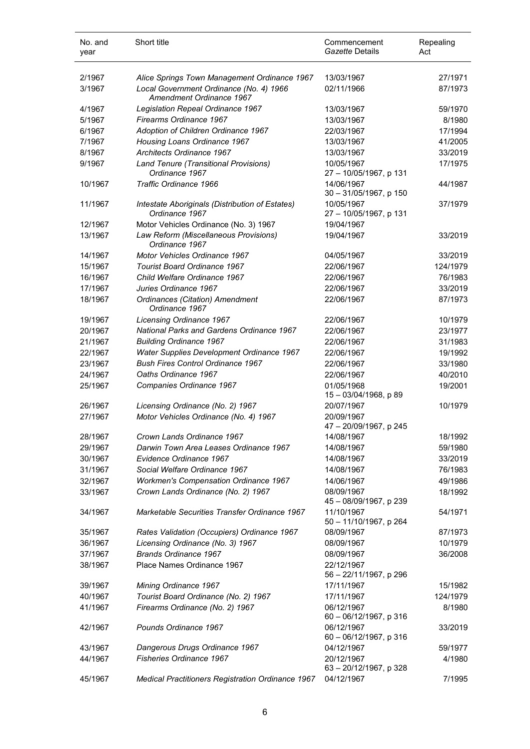| No. and year | Short title | Commencement *Gazette* Details | Repealing Act |
|---|---|---|---|
| 2/1967 | *Alice Springs Town Management Ordinance 1967* | 13/03/1967 | 27/1971 |
| 3/1967 | *Local Government Ordinance (No. 4) 1966 Amendment Ordinance 1967* | 02/11/1966 | 87/1973 |
| 4/1967 | *Legislation Repeal Ordinance 1967* | 13/03/1967 | 59/1970 |
| 5/1967 | *Firearms Ordinance 1967* | 13/03/1967 | 8/1980 |
| 6/1967 | *Adoption of Children Ordinance 1967* | 22/03/1967 | 17/1994 |
| 7/1967 | *Housing Loans Ordinance 1967* | 13/03/1967 | 41/2005 |
| 8/1967 | *Architects Ordinance 1967* | 13/03/1967 | 33/2019 |
| 9/1967 | *Land Tenure (Transitional Provisions) Ordinance 1967* | 10/05/1967<br>27 – 10/05/1967, p 131 | 17/1975 |
| 10/1967 | *Traffic Ordinance 1966* | 14/06/1967<br>30 – 31/05/1967, p 150 | 44/1987 |
| 11/1967 | *Intestate Aboriginals (Distribution of Estates) Ordinance 1967* | 10/05/1967<br>27 – 10/05/1967, p 131 | 37/1979 |
| 12/1967 | Motor Vehicles Ordinance (No. 3) 1967 | 19/04/1967 | |
| 13/1967 | *Law Reform (Miscellaneous Provisions) Ordinance 1967* | 19/04/1967 | 33/2019 |
| 14/1967 | *Motor Vehicles Ordinance 1967* | 04/05/1967 | 33/2019 |
| 15/1967 | *Tourist Board Ordinance 1967* | 22/06/1967 | 124/1979 |
| 16/1967 | *Child Welfare Ordinance 1967* | 22/06/1967 | 76/1983 |
| 17/1967 | *Juries Ordinance 1967* | 22/06/1967 | 33/2019 |
| 18/1967 | *Ordinances (Citation) Amendment Ordinance 1967* | 22/06/1967 | 87/1973 |
| 19/1967 | *Licensing Ordinance 1967* | 22/06/1967 | 10/1979 |
| 20/1967 | *National Parks and Gardens Ordinance 1967* | 22/06/1967 | 23/1977 |
| 21/1967 | *Building Ordinance 1967* | 22/06/1967 | 31/1983 |
| 22/1967 | *Water Supplies Development Ordinance 1967* | 22/06/1967 | 19/1992 |
| 23/1967 | *Bush Fires Control Ordinance 1967* | 22/06/1967 | 33/1980 |
| 24/1967 | *Oaths Ordinance 1967* | 22/06/1967 | 40/2010 |
| 25/1967 | *Companies Ordinance 1967* | 01/05/1968<br>15 – 03/04/1968, p 89 | 19/2001 |
| 26/1967 | *Licensing Ordinance (No. 2) 1967* | 20/07/1967 | 10/1979 |
| 27/1967 | *Motor Vehicles Ordinance (No. 4) 1967* | 20/09/1967<br>47 – 20/09/1967, p 245 | |
| 28/1967 | *Crown Lands Ordinance 1967* | 14/08/1967 | 18/1992 |
| 29/1967 | *Darwin Town Area Leases Ordinance 1967* | 14/08/1967 | 59/1980 |
| 30/1967 | *Evidence Ordinance 1967* | 14/08/1967 | 33/2019 |
| 31/1967 | *Social Welfare Ordinance 1967* | 14/08/1967 | 76/1983 |
| 32/1967 | *Workmen's Compensation Ordinance 1967* | 14/06/1967 | 49/1986 |
| 33/1967 | *Crown Lands Ordinance (No. 2) 1967* | 08/09/1967<br>45 – 08/09/1967, p 239 | 18/1992 |
| 34/1967 | *Marketable Securities Transfer Ordinance 1967* | 11/10/1967<br>50 – 11/10/1967, p 264 | 54/1971 |
| 35/1967 | *Rates Validation (Occupiers) Ordinance 1967* | 08/09/1967 | 87/1973 |
| 36/1967 | *Licensing Ordinance (No. 3) 1967* | 08/09/1967 | 10/1979 |
| 37/1967 | *Brands Ordinance 1967* | 08/09/1967 | 36/2008 |
| 38/1967 | Place Names Ordinance 1967 | 22/12/1967<br>56 – 22/11/1967, p 296 | |
| 39/1967 | *Mining Ordinance 1967* | 17/11/1967 | 15/1982 |
| 40/1967 | *Tourist Board Ordinance (No. 2) 1967* | 17/11/1967 | 124/1979 |
| 41/1967 | *Firearms Ordinance (No. 2) 1967* | 06/12/1967<br>60 – 06/12/1967, p 316 | 8/1980 |
| 42/1967 | *Pounds Ordinance 1967* | 06/12/1967<br>60 – 06/12/1967, p 316 | 33/2019 |
| 43/1967 | *Dangerous Drugs Ordinance 1967* | 04/12/1967 | 59/1977 |
| 44/1967 | *Fisheries Ordinance 1967* | 20/12/1967<br>63 – 20/12/1967, p 328 | 4/1980 |
| 45/1967 | *Medical Practitioners Registration Ordinance 1967* | 04/12/1967 | 7/1995 |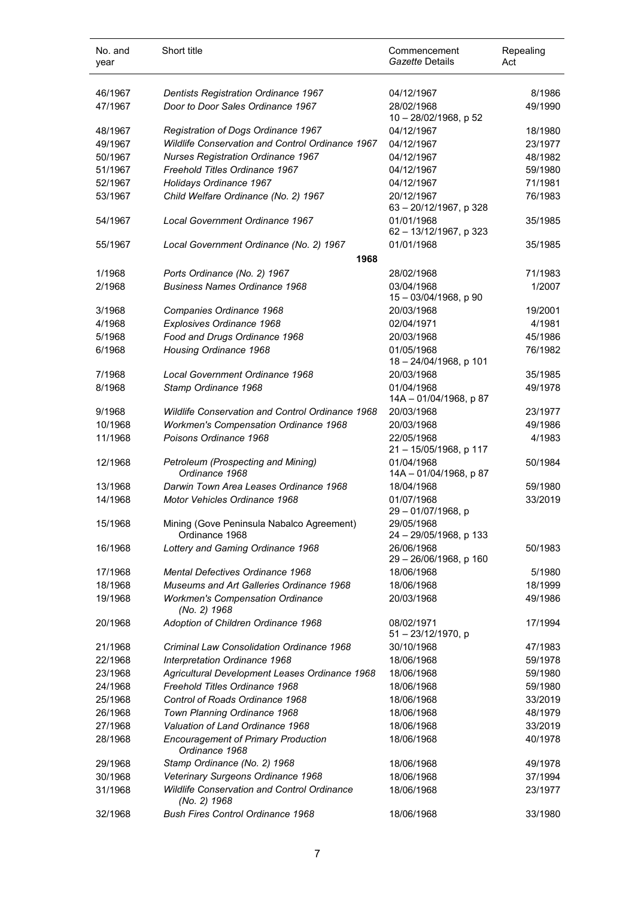| No. and year | Short title | Commencement *Gazette* Details | Repealing Act |
|---|---|---|---|
| 46/1967 | *Dentists Registration Ordinance 1967* | 04/12/1967 | 8/1986 |
| 47/1967 | *Door to Door Sales Ordinance 1967* | 28/02/1968 10 – 28/02/1968, p 52 | 49/1990 |
| 48/1967 | *Registration of Dogs Ordinance 1967* | 04/12/1967 | 18/1980 |
| 49/1967 | *Wildlife Conservation and Control Ordinance 1967* | 04/12/1967 | 23/1977 |
| 50/1967 | *Nurses Registration Ordinance 1967* | 04/12/1967 | 48/1982 |
| 51/1967 | *Freehold Titles Ordinance 1967* | 04/12/1967 | 59/1980 |
| 52/1967 | *Holidays Ordinance 1967* | 04/12/1967 | 71/1981 |
| 53/1967 | *Child Welfare Ordinance (No. 2) 1967* | 20/12/1967 63 – 20/12/1967, p 328 | 76/1983 |
| 54/1967 | *Local Government Ordinance 1967* | 01/01/1968 62 – 13/12/1967, p 323 | 35/1985 |
| 55/1967 | *Local Government Ordinance (No. 2) 1967* | 01/01/1968 | 35/1985 |
| | **1968** | | |
| 1/1968 | *Ports Ordinance (No. 2) 1967* | 28/02/1968 | 71/1983 |
| 2/1968 | *Business Names Ordinance 1968* | 03/04/1968 15 – 03/04/1968, p 90 | 1/2007 |
| 3/1968 | *Companies Ordinance 1968* | 20/03/1968 | 19/2001 |
| 4/1968 | *Explosives Ordinance 1968* | 02/04/1971 | 4/1981 |
| 5/1968 | *Food and Drugs Ordinance 1968* | 20/03/1968 | 45/1986 |
| 6/1968 | *Housing Ordinance 1968* | 01/05/1968 18 – 24/04/1968, p 101 | 76/1982 |
| 7/1968 | *Local Government Ordinance 1968* | 20/03/1968 | 35/1985 |
| 8/1968 | *Stamp Ordinance 1968* | 01/04/1968 14A – 01/04/1968, p 87 | 49/1978 |
| 9/1968 | *Wildlife Conservation and Control Ordinance 1968* | 20/03/1968 | 23/1977 |
| 10/1968 | *Workmen's Compensation Ordinance 1968* | 20/03/1968 | 49/1986 |
| 11/1968 | *Poisons Ordinance 1968* | 22/05/1968 21 – 15/05/1968, p 117 | 4/1983 |
| 12/1968 | *Petroleum (Prospecting and Mining) Ordinance 1968* | 01/04/1968 14A – 01/04/1968, p 87 | 50/1984 |
| 13/1968 | *Darwin Town Area Leases Ordinance 1968* | 18/04/1968 | 59/1980 |
| 14/1968 | *Motor Vehicles Ordinance 1968* | 01/07/1968 29 – 01/07/1968, p | 33/2019 |
| 15/1968 | Mining (Gove Peninsula Nabalco Agreement) Ordinance 1968 | 29/05/1968 24 – 29/05/1968, p 133 | |
| 16/1968 | *Lottery and Gaming Ordinance 1968* | 26/06/1968 29 – 26/06/1968, p 160 | 50/1983 |
| 17/1968 | *Mental Defectives Ordinance 1968* | 18/06/1968 | 5/1980 |
| 18/1968 | *Museums and Art Galleries Ordinance 1968* | 18/06/1968 | 18/1999 |
| 19/1968 | *Workmen's Compensation Ordinance (No. 2) 1968* | 20/03/1968 | 49/1986 |
| 20/1968 | *Adoption of Children Ordinance 1968* | 08/02/1971 51 – 23/12/1970, p | 17/1994 |
| 21/1968 | *Criminal Law Consolidation Ordinance 1968* | 30/10/1968 | 47/1983 |
| 22/1968 | *Interpretation Ordinance 1968* | 18/06/1968 | 59/1978 |
| 23/1968 | *Agricultural Development Leases Ordinance 1968* | 18/06/1968 | 59/1980 |
| 24/1968 | *Freehold Titles Ordinance 1968* | 18/06/1968 | 59/1980 |
| 25/1968 | *Control of Roads Ordinance 1968* | 18/06/1968 | 33/2019 |
| 26/1968 | *Town Planning Ordinance 1968* | 18/06/1968 | 48/1979 |
| 27/1968 | *Valuation of Land Ordinance 1968* | 18/06/1968 | 33/2019 |
| 28/1968 | *Encouragement of Primary Production Ordinance 1968* | 18/06/1968 | 40/1978 |
| 29/1968 | *Stamp Ordinance (No. 2) 1968* | 18/06/1968 | 49/1978 |
| 30/1968 | *Veterinary Surgeons Ordinance 1968* | 18/06/1968 | 37/1994 |
| 31/1968 | *Wildlife Conservation and Control Ordinance (No. 2) 1968* | 18/06/1968 | 23/1977 |
| 32/1968 | *Bush Fires Control Ordinance 1968* | 18/06/1968 | 33/1980 |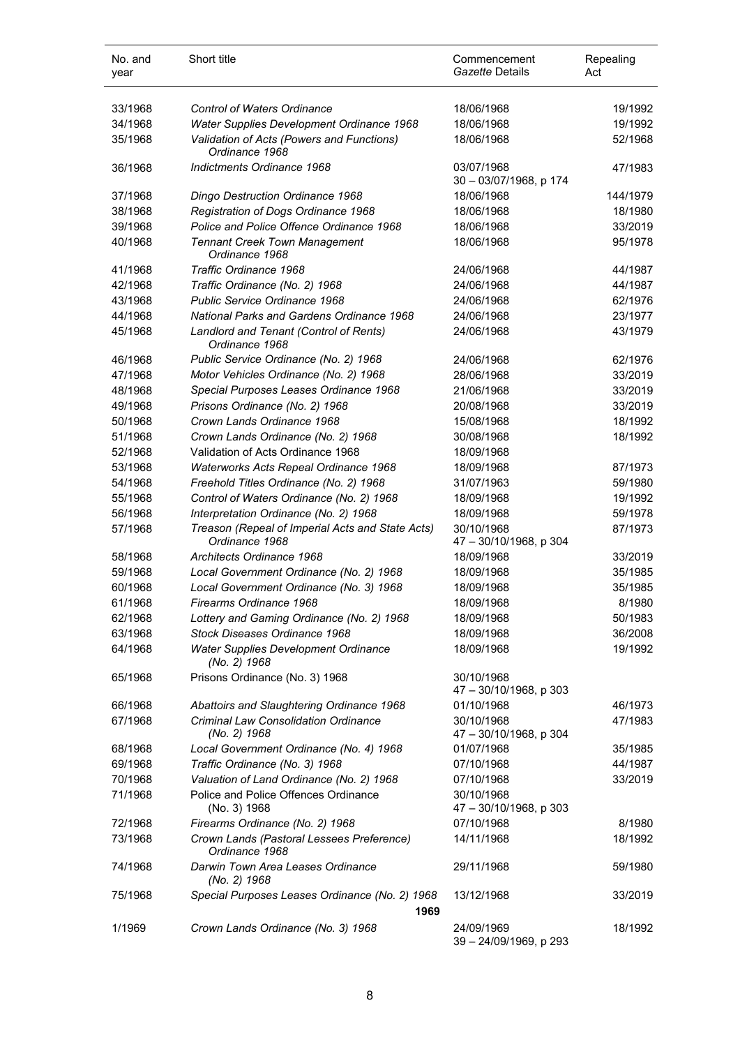| No. and year | Short title | Commencement *Gazette* Details | Repealing Act |
|---|---|---|---|
| 33/1968 | *Control of Waters Ordinance* | 18/06/1968 | 19/1992 |
| 34/1968 | *Water Supplies Development Ordinance 1968* | 18/06/1968 | 19/1992 |
| 35/1968 | *Validation of Acts (Powers and Functions) Ordinance 1968* | 18/06/1968 | 52/1968 |
| 36/1968 | *Indictments Ordinance 1968* | 03/07/1968<br>30 – 03/07/1968, p 174 | 47/1983 |
| 37/1968 | *Dingo Destruction Ordinance 1968* | 18/06/1968 | 144/1979 |
| 38/1968 | *Registration of Dogs Ordinance 1968* | 18/06/1968 | 18/1980 |
| 39/1968 | *Police and Police Offence Ordinance 1968* | 18/06/1968 | 33/2019 |
| 40/1968 | *Tennant Creek Town Management Ordinance 1968* | 18/06/1968 | 95/1978 |
| 41/1968 | *Traffic Ordinance 1968* | 24/06/1968 | 44/1987 |
| 42/1968 | *Traffic Ordinance (No. 2) 1968* | 24/06/1968 | 44/1987 |
| 43/1968 | *Public Service Ordinance 1968* | 24/06/1968 | 62/1976 |
| 44/1968 | *National Parks and Gardens Ordinance 1968* | 24/06/1968 | 23/1977 |
| 45/1968 | *Landlord and Tenant (Control of Rents) Ordinance 1968* | 24/06/1968 | 43/1979 |
| 46/1968 | *Public Service Ordinance (No. 2) 1968* | 24/06/1968 | 62/1976 |
| 47/1968 | *Motor Vehicles Ordinance (No. 2) 1968* | 28/06/1968 | 33/2019 |
| 48/1968 | *Special Purposes Leases Ordinance 1968* | 21/06/1968 | 33/2019 |
| 49/1968 | *Prisons Ordinance (No. 2) 1968* | 20/08/1968 | 33/2019 |
| 50/1968 | *Crown Lands Ordinance 1968* | 15/08/1968 | 18/1992 |
| 51/1968 | *Crown Lands Ordinance (No. 2) 1968* | 30/08/1968 | 18/1992 |
| 52/1968 | Validation of Acts Ordinance 1968 | 18/09/1968 | |
| 53/1968 | *Waterworks Acts Repeal Ordinance 1968* | 18/09/1968 | 87/1973 |
| 54/1968 | *Freehold Titles Ordinance (No. 2) 1968* | 31/07/1963 | 59/1980 |
| 55/1968 | *Control of Waters Ordinance (No. 2) 1968* | 18/09/1968 | 19/1992 |
| 56/1968 | *Interpretation Ordinance (No. 2) 1968* | 18/09/1968 | 59/1978 |
| 57/1968 | *Treason (Repeal of Imperial Acts and State Acts) Ordinance 1968* | 30/10/1968<br>47 – 30/10/1968, p 304 | 87/1973 |
| 58/1968 | *Architects Ordinance 1968* | 18/09/1968 | 33/2019 |
| 59/1968 | *Local Government Ordinance (No. 2) 1968* | 18/09/1968 | 35/1985 |
| 60/1968 | *Local Government Ordinance (No. 3) 1968* | 18/09/1968 | 35/1985 |
| 61/1968 | *Firearms Ordinance 1968* | 18/09/1968 | 8/1980 |
| 62/1968 | *Lottery and Gaming Ordinance (No. 2) 1968* | 18/09/1968 | 50/1983 |
| 63/1968 | *Stock Diseases Ordinance 1968* | 18/09/1968 | 36/2008 |
| 64/1968 | *Water Supplies Development Ordinance (No. 2) 1968* | 18/09/1968 | 19/1992 |
| 65/1968 | Prisons Ordinance (No. 3) 1968 | 30/10/1968<br>47 – 30/10/1968, p 303 | |
| 66/1968 | *Abattoirs and Slaughtering Ordinance 1968* | 01/10/1968 | 46/1973 |
| 67/1968 | *Criminal Law Consolidation Ordinance (No. 2) 1968* | 30/10/1968<br>47 – 30/10/1968, p 304 | 47/1983 |
| 68/1968 | *Local Government Ordinance (No. 4) 1968* | 01/07/1968 | 35/1985 |
| 69/1968 | *Traffic Ordinance (No. 3) 1968* | 07/10/1968 | 44/1987 |
| 70/1968 | *Valuation of Land Ordinance (No. 2) 1968* | 07/10/1968 | 33/2019 |
| 71/1968 | Police and Police Offences Ordinance (No. 3) 1968 | 30/10/1968<br>47 – 30/10/1968, p 303 | |
| 72/1968 | *Firearms Ordinance (No. 2) 1968* | 07/10/1968 | 8/1980 |
| 73/1968 | *Crown Lands (Pastoral Lessees Preference) Ordinance 1968* | 14/11/1968 | 18/1992 |
| 74/1968 | *Darwin Town Area Leases Ordinance (No. 2) 1968* | 29/11/1968 | 59/1980 |
| 75/1968 | *Special Purposes Leases Ordinance (No. 2) 1968* | 13/12/1968 | 33/2019 |
| | **1969** | | |
| 1/1969 | *Crown Lands Ordinance (No. 3) 1968* | 24/09/1969<br>39 – 24/09/1969, p 293 | 18/1992 |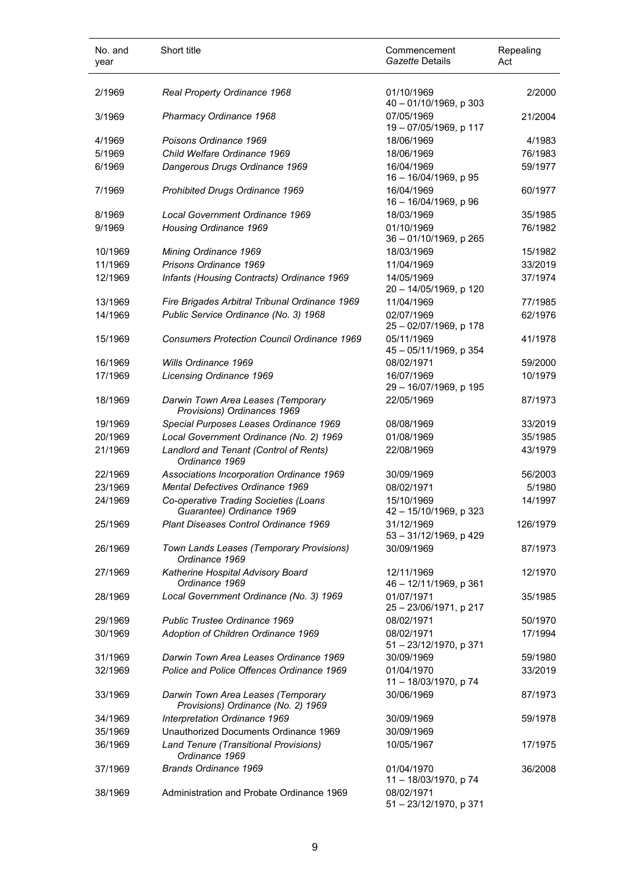| No. and year | Short title | Commencement *Gazette* Details | Repealing Act |
|---|---|---|---|
| 2/1969 | *Real Property Ordinance 1968* | 01/10/1969<br>40 – 01/10/1969, p 303 | 2/2000 |
| 3/1969 | *Pharmacy Ordinance 1968* | 07/05/1969<br>19 – 07/05/1969, p 117 | 21/2004 |
| 4/1969 | *Poisons Ordinance 1969* | 18/06/1969 | 4/1983 |
| 5/1969 | *Child Welfare Ordinance 1969* | 18/06/1969 | 76/1983 |
| 6/1969 | *Dangerous Drugs Ordinance 1969* | 16/04/1969<br>16 – 16/04/1969, p 95 | 59/1977 |
| 7/1969 | *Prohibited Drugs Ordinance 1969* | 16/04/1969<br>16 – 16/04/1969, p 96 | 60/1977 |
| 8/1969 | *Local Government Ordinance 1969* | 18/03/1969 | 35/1985 |
| 9/1969 | *Housing Ordinance 1969* | 01/10/1969<br>36 – 01/10/1969, p 265 | 76/1982 |
| 10/1969 | *Mining Ordinance 1969* | 18/03/1969 | 15/1982 |
| 11/1969 | *Prisons Ordinance 1969* | 11/04/1969 | 33/2019 |
| 12/1969 | *Infants (Housing Contracts) Ordinance 1969* | 14/05/1969<br>20 – 14/05/1969, p 120 | 37/1974 |
| 13/1969 | *Fire Brigades Arbitral Tribunal Ordinance 1969* | 11/04/1969 | 77/1985 |
| 14/1969 | *Public Service Ordinance (No. 3) 1968* | 02/07/1969<br>25 – 02/07/1969, p 178 | 62/1976 |
| 15/1969 | *Consumers Protection Council Ordinance 1969* | 05/11/1969<br>45 – 05/11/1969, p 354 | 41/1978 |
| 16/1969 | *Wills Ordinance 1969* | 08/02/1971 | 59/2000 |
| 17/1969 | *Licensing Ordinance 1969* | 16/07/1969<br>29 – 16/07/1969, p 195 | 10/1979 |
| 18/1969 | *Darwin Town Area Leases (Temporary Provisions) Ordinances 1969* | 22/05/1969 | 87/1973 |
| 19/1969 | *Special Purposes Leases Ordinance 1969* | 08/08/1969 | 33/2019 |
| 20/1969 | *Local Government Ordinance (No. 2) 1969* | 01/08/1969 | 35/1985 |
| 21/1969 | *Landlord and Tenant (Control of Rents) Ordinance 1969* | 22/08/1969 | 43/1979 |
| 22/1969 | *Associations Incorporation Ordinance 1969* | 30/09/1969 | 56/2003 |
| 23/1969 | *Mental Defectives Ordinance 1969* | 08/02/1971 | 5/1980 |
| 24/1969 | *Co-operative Trading Societies (Loans Guarantee) Ordinance 1969* | 15/10/1969<br>42 – 15/10/1969, p 323 | 14/1997 |
| 25/1969 | *Plant Diseases Control Ordinance 1969* | 31/12/1969<br>53 – 31/12/1969, p 429 | 126/1979 |
| 26/1969 | *Town Lands Leases (Temporary Provisions) Ordinance 1969* | 30/09/1969 | 87/1973 |
| 27/1969 | *Katherine Hospital Advisory Board Ordinance 1969* | 12/11/1969<br>46 – 12/11/1969, p 361 | 12/1970 |
| 28/1969 | *Local Government Ordinance (No. 3) 1969* | 01/07/1971<br>25 – 23/06/1971, p 217 | 35/1985 |
| 29/1969 | *Public Trustee Ordinance 1969* | 08/02/1971 | 50/1970 |
| 30/1969 | *Adoption of Children Ordinance 1969* | 08/02/1971<br>51 – 23/12/1970, p 371 | 17/1994 |
| 31/1969 | *Darwin Town Area Leases Ordinance 1969* | 30/09/1969 | 59/1980 |
| 32/1969 | *Police and Police Offences Ordinance 1969* | 01/04/1970<br>11 – 18/03/1970, p 74 | 33/2019 |
| 33/1969 | *Darwin Town Area Leases (Temporary Provisions) Ordinance (No. 2) 1969* | 30/06/1969 | 87/1973 |
| 34/1969 | *Interpretation Ordinance 1969* | 30/09/1969 | 59/1978 |
| 35/1969 | Unauthorized Documents Ordinance 1969 | 30/09/1969 | |
| 36/1969 | *Land Tenure (Transitional Provisions) Ordinance 1969* | 10/05/1967 | 17/1975 |
| 37/1969 | *Brands Ordinance 1969* | 01/04/1970<br>11 – 18/03/1970, p 74 | 36/2008 |
| 38/1969 | Administration and Probate Ordinance 1969 | 08/02/1971<br>51 – 23/12/1970, p 371 | |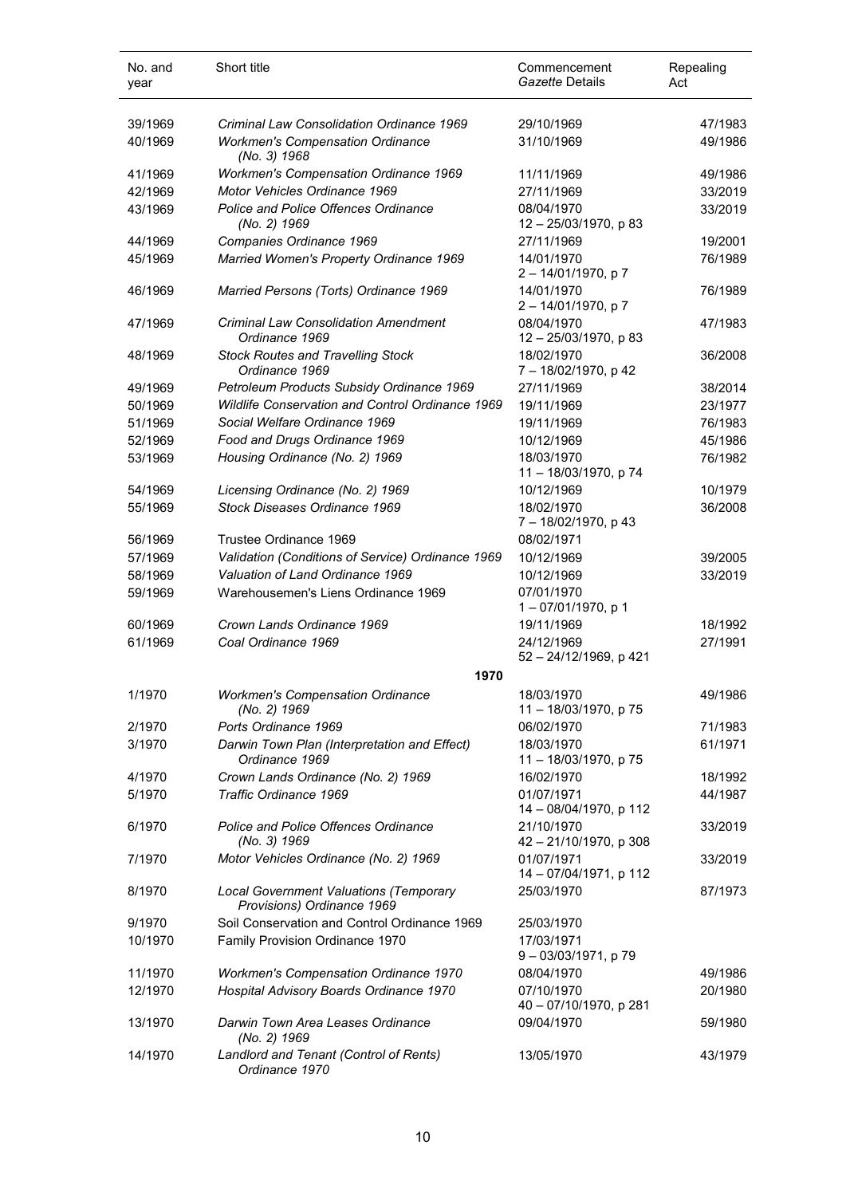| No. and year | Short title | Commencement *Gazette* Details | Repealing Act |
|---|---|---|---|
| 39/1969 | *Criminal Law Consolidation Ordinance 1969* | 29/10/1969 | 47/1983 |
| 40/1969 | *Workmen's Compensation Ordinance (No. 3) 1968* | 31/10/1969 | 49/1986 |
| 41/1969 | *Workmen's Compensation Ordinance 1969* | 11/11/1969 | 49/1986 |
| 42/1969 | *Motor Vehicles Ordinance 1969* | 27/11/1969 | 33/2019 |
| 43/1969 | *Police and Police Offences Ordinance (No. 2) 1969* | 08/04/1970<br>12 – 25/03/1970, p 83 | 33/2019 |
| 44/1969 | *Companies Ordinance 1969* | 27/11/1969 | 19/2001 |
| 45/1969 | *Married Women's Property Ordinance 1969* | 14/01/1970<br>2 – 14/01/1970, p 7 | 76/1989 |
| 46/1969 | *Married Persons (Torts) Ordinance 1969* | 14/01/1970<br>2 – 14/01/1970, p 7 | 76/1989 |
| 47/1969 | *Criminal Law Consolidation Amendment Ordinance 1969* | 08/04/1970<br>12 – 25/03/1970, p 83 | 47/1983 |
| 48/1969 | *Stock Routes and Travelling Stock Ordinance 1969* | 18/02/1970<br>7 – 18/02/1970, p 42 | 36/2008 |
| 49/1969 | *Petroleum Products Subsidy Ordinance 1969* | 27/11/1969 | 38/2014 |
| 50/1969 | *Wildlife Conservation and Control Ordinance 1969* | 19/11/1969 | 23/1977 |
| 51/1969 | *Social Welfare Ordinance 1969* | 19/11/1969 | 76/1983 |
| 52/1969 | *Food and Drugs Ordinance 1969* | 10/12/1969 | 45/1986 |
| 53/1969 | *Housing Ordinance (No. 2) 1969* | 18/03/1970<br>11 – 18/03/1970, p 74 | 76/1982 |
| 54/1969 | *Licensing Ordinance (No. 2) 1969* | 10/12/1969 | 10/1979 |
| 55/1969 | *Stock Diseases Ordinance 1969* | 18/02/1970<br>7 – 18/02/1970, p 43 | 36/2008 |
| 56/1969 | Trustee Ordinance 1969 | 08/02/1971 | |
| 57/1969 | *Validation (Conditions of Service) Ordinance 1969* | 10/12/1969 | 39/2005 |
| 58/1969 | *Valuation of Land Ordinance 1969* | 10/12/1969 | 33/2019 |
| 59/1969 | Warehousemen's Liens Ordinance 1969 | 07/01/1970<br>1 – 07/01/1970, p 1 | |
| 60/1969 | *Crown Lands Ordinance 1969* | 19/11/1969 | 18/1992 |
| 61/1969 | *Coal Ordinance 1969* | 24/12/1969<br>52 – 24/12/1969, p 421 | 27/1991 |
| | **1970** | | |
| 1/1970 | *Workmen's Compensation Ordinance (No. 2) 1969* | 18/03/1970<br>11 – 18/03/1970, p 75 | 49/1986 |
| 2/1970 | *Ports Ordinance 1969* | 06/02/1970 | 71/1983 |
| 3/1970 | *Darwin Town Plan (Interpretation and Effect) Ordinance 1969* | 18/03/1970<br>11 – 18/03/1970, p 75 | 61/1971 |
| 4/1970 | *Crown Lands Ordinance (No. 2) 1969* | 16/02/1970 | 18/1992 |
| 5/1970 | *Traffic Ordinance 1969* | 01/07/1971<br>14 – 08/04/1970, p 112 | 44/1987 |
| 6/1970 | *Police and Police Offences Ordinance (No. 3) 1969* | 21/10/1970<br>42 – 21/10/1970, p 308 | 33/2019 |
| 7/1970 | *Motor Vehicles Ordinance (No. 2) 1969* | 01/07/1971<br>14 – 07/04/1971, p 112 | 33/2019 |
| 8/1970 | *Local Government Valuations (Temporary Provisions) Ordinance 1969* | 25/03/1970 | 87/1973 |
| 9/1970 | Soil Conservation and Control Ordinance 1969 | 25/03/1970 | |
| 10/1970 | Family Provision Ordinance 1970 | 17/03/1971<br>9 – 03/03/1971, p 79 | |
| 11/1970 | *Workmen's Compensation Ordinance 1970* | 08/04/1970 | 49/1986 |
| 12/1970 | *Hospital Advisory Boards Ordinance 1970* | 07/10/1970<br>40 – 07/10/1970, p 281 | 20/1980 |
| 13/1970 | *Darwin Town Area Leases Ordinance (No. 2) 1969* | 09/04/1970 | 59/1980 |
| 14/1970 | *Landlord and Tenant (Control of Rents) Ordinance 1970* | 13/05/1970 | 43/1979 |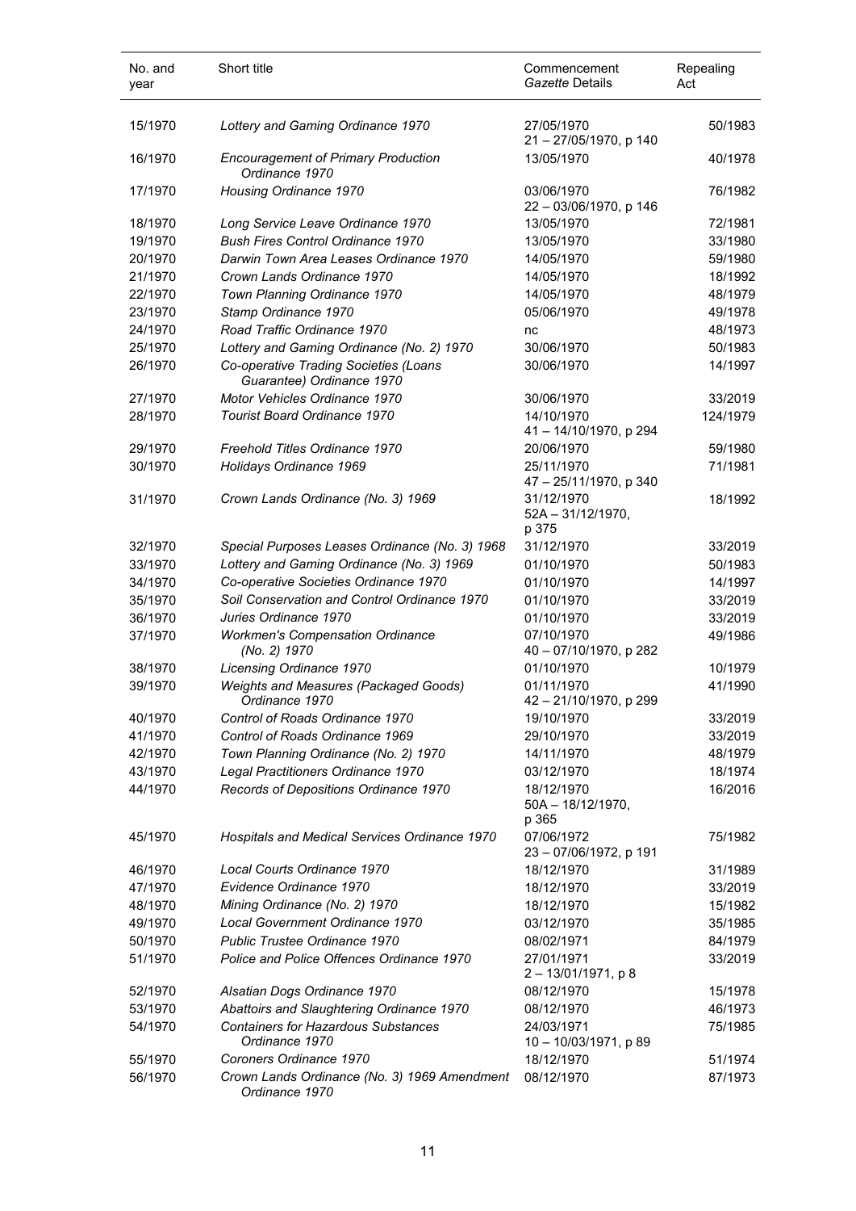| No. and year | Short title | Commencement *Gazette* Details | Repealing Act |
| --- | --- | --- | --- |
| 15/1970 | *Lottery and Gaming Ordinance 1970* | 27/05/1970<br>21 – 27/05/1970, p 140 | 50/1983 |
| 16/1970 | *Encouragement of Primary Production Ordinance 1970* | 13/05/1970 | 40/1978 |
| 17/1970 | *Housing Ordinance 1970* | 03/06/1970<br>22 – 03/06/1970, p 146 | 76/1982 |
| 18/1970 | *Long Service Leave Ordinance 1970* | 13/05/1970 | 72/1981 |
| 19/1970 | *Bush Fires Control Ordinance 1970* | 13/05/1970 | 33/1980 |
| 20/1970 | *Darwin Town Area Leases Ordinance 1970* | 14/05/1970 | 59/1980 |
| 21/1970 | *Crown Lands Ordinance 1970* | 14/05/1970 | 18/1992 |
| 22/1970 | *Town Planning Ordinance 1970* | 14/05/1970 | 48/1979 |
| 23/1970 | *Stamp Ordinance 1970* | 05/06/1970 | 49/1978 |
| 24/1970 | *Road Traffic Ordinance 1970* | nc | 48/1973 |
| 25/1970 | *Lottery and Gaming Ordinance (No. 2) 1970* | 30/06/1970 | 50/1983 |
| 26/1970 | *Co-operative Trading Societies (Loans Guarantee) Ordinance 1970* | 30/06/1970 | 14/1997 |
| 27/1970 | *Motor Vehicles Ordinance 1970* | 30/06/1970 | 33/2019 |
| 28/1970 | *Tourist Board Ordinance 1970* | 14/10/1970<br>41 – 14/10/1970, p 294 | 124/1979 |
| 29/1970 | *Freehold Titles Ordinance 1970* | 20/06/1970 | 59/1980 |
| 30/1970 | *Holidays Ordinance 1969* | 25/11/1970<br>47 – 25/11/1970, p 340 | 71/1981 |
| 31/1970 | *Crown Lands Ordinance (No. 3) 1969* | 31/12/1970<br>52A – 31/12/1970, p 375 | 18/1992 |
| 32/1970 | *Special Purposes Leases Ordinance (No. 3) 1968* | 31/12/1970 | 33/2019 |
| 33/1970 | *Lottery and Gaming Ordinance (No. 3) 1969* | 01/10/1970 | 50/1983 |
| 34/1970 | *Co-operative Societies Ordinance 1970* | 01/10/1970 | 14/1997 |
| 35/1970 | *Soil Conservation and Control Ordinance 1970* | 01/10/1970 | 33/2019 |
| 36/1970 | *Juries Ordinance 1970* | 01/10/1970 | 33/2019 |
| 37/1970 | *Workmen's Compensation Ordinance (No. 2) 1970* | 07/10/1970<br>40 – 07/10/1970, p 282 | 49/1986 |
| 38/1970 | *Licensing Ordinance 1970* | 01/10/1970 | 10/1979 |
| 39/1970 | *Weights and Measures (Packaged Goods) Ordinance 1970* | 01/11/1970<br>42 – 21/10/1970, p 299 | 41/1990 |
| 40/1970 | *Control of Roads Ordinance 1970* | 19/10/1970 | 33/2019 |
| 41/1970 | *Control of Roads Ordinance 1969* | 29/10/1970 | 33/2019 |
| 42/1970 | *Town Planning Ordinance (No. 2) 1970* | 14/11/1970 | 48/1979 |
| 43/1970 | *Legal Practitioners Ordinance 1970* | 03/12/1970 | 18/1974 |
| 44/1970 | *Records of Depositions Ordinance 1970* | 18/12/1970<br>50A – 18/12/1970, p 365 | 16/2016 |
| 45/1970 | *Hospitals and Medical Services Ordinance 1970* | 07/06/1972<br>23 – 07/06/1972, p 191 | 75/1982 |
| 46/1970 | *Local Courts Ordinance 1970* | 18/12/1970 | 31/1989 |
| 47/1970 | *Evidence Ordinance 1970* | 18/12/1970 | 33/2019 |
| 48/1970 | *Mining Ordinance (No. 2) 1970* | 18/12/1970 | 15/1982 |
| 49/1970 | *Local Government Ordinance 1970* | 03/12/1970 | 35/1985 |
| 50/1970 | *Public Trustee Ordinance 1970* | 08/02/1971 | 84/1979 |
| 51/1970 | *Police and Police Offences Ordinance 1970* | 27/01/1971<br>2 – 13/01/1971, p 8 | 33/2019 |
| 52/1970 | *Alsatian Dogs Ordinance 1970* | 08/12/1970 | 15/1978 |
| 53/1970 | *Abattoirs and Slaughtering Ordinance 1970* | 08/12/1970 | 46/1973 |
| 54/1970 | *Containers for Hazardous Substances Ordinance 1970* | 24/03/1971<br>10 – 10/03/1971, p 89 | 75/1985 |
| 55/1970 | *Coroners Ordinance 1970* | 18/12/1970 | 51/1974 |
| 56/1970 | *Crown Lands Ordinance (No. 3) 1969 Amendment Ordinance 1970* | 08/12/1970 | 87/1973 |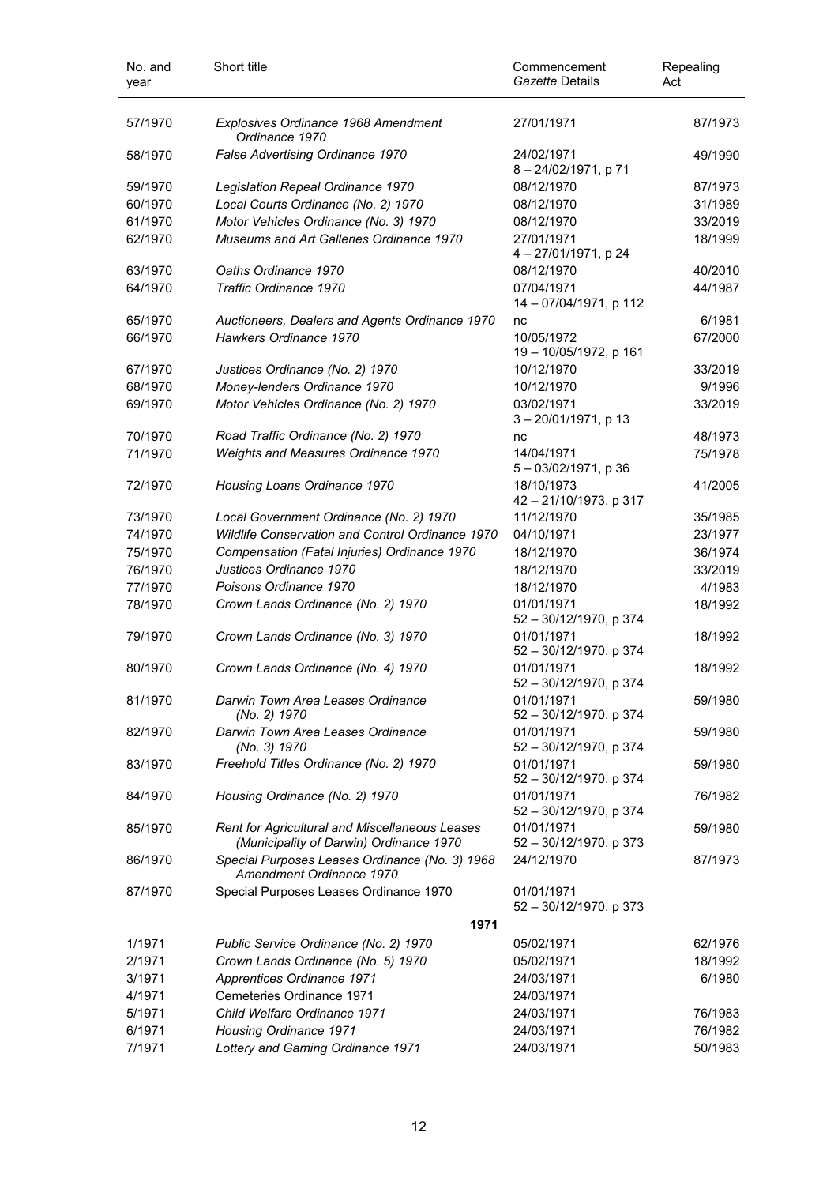| No. and year | Short title | Commencement *Gazette* Details | Repealing Act |
|---|---|---|---|
| 57/1970 | *Explosives Ordinance 1968 Amendment Ordinance 1970* | 27/01/1971 | 87/1973 |
| 58/1970 | *False Advertising Ordinance 1970* | 24/02/1971<br>8 – 24/02/1971, p 71 | 49/1990 |
| 59/1970 | *Legislation Repeal Ordinance 1970* | 08/12/1970 | 87/1973 |
| 60/1970 | *Local Courts Ordinance (No. 2) 1970* | 08/12/1970 | 31/1989 |
| 61/1970 | *Motor Vehicles Ordinance (No. 3) 1970* | 08/12/1970 | 33/2019 |
| 62/1970 | *Museums and Art Galleries Ordinance 1970* | 27/01/1971<br>4 – 27/01/1971, p 24 | 18/1999 |
| 63/1970 | *Oaths Ordinance 1970* | 08/12/1970 | 40/2010 |
| 64/1970 | *Traffic Ordinance 1970* | 07/04/1971<br>14 – 07/04/1971, p 112 | 44/1987 |
| 65/1970 | *Auctioneers, Dealers and Agents Ordinance 1970* | nc | 6/1981 |
| 66/1970 | *Hawkers Ordinance 1970* | 10/05/1972<br>19 – 10/05/1972, p 161 | 67/2000 |
| 67/1970 | *Justices Ordinance (No. 2) 1970* | 10/12/1970 | 33/2019 |
| 68/1970 | *Money-lenders Ordinance 1970* | 10/12/1970 | 9/1996 |
| 69/1970 | *Motor Vehicles Ordinance (No. 2) 1970* | 03/02/1971<br>3 – 20/01/1971, p 13 | 33/2019 |
| 70/1970 | *Road Traffic Ordinance (No. 2) 1970* | nc | 48/1973 |
| 71/1970 | *Weights and Measures Ordinance 1970* | 14/04/1971<br>5 – 03/02/1971, p 36 | 75/1978 |
| 72/1970 | *Housing Loans Ordinance 1970* | 18/10/1973<br>42 – 21/10/1973, p 317 | 41/2005 |
| 73/1970 | *Local Government Ordinance (No. 2) 1970* | 11/12/1970 | 35/1985 |
| 74/1970 | *Wildlife Conservation and Control Ordinance 1970* | 04/10/1971 | 23/1977 |
| 75/1970 | *Compensation (Fatal Injuries) Ordinance 1970* | 18/12/1970 | 36/1974 |
| 76/1970 | *Justices Ordinance 1970* | 18/12/1970 | 33/2019 |
| 77/1970 | *Poisons Ordinance 1970* | 18/12/1970 | 4/1983 |
| 78/1970 | *Crown Lands Ordinance (No. 2) 1970* | 01/01/1971<br>52 – 30/12/1970, p 374 | 18/1992 |
| 79/1970 | *Crown Lands Ordinance (No. 3) 1970* | 01/01/1971<br>52 – 30/12/1970, p 374 | 18/1992 |
| 80/1970 | *Crown Lands Ordinance (No. 4) 1970* | 01/01/1971<br>52 – 30/12/1970, p 374 | 18/1992 |
| 81/1970 | *Darwin Town Area Leases Ordinance (No. 2) 1970* | 01/01/1971<br>52 – 30/12/1970, p 374 | 59/1980 |
| 82/1970 | *Darwin Town Area Leases Ordinance (No. 3) 1970* | 01/01/1971<br>52 – 30/12/1970, p 374 | 59/1980 |
| 83/1970 | *Freehold Titles Ordinance (No. 2) 1970* | 01/01/1971<br>52 – 30/12/1970, p 374 | 59/1980 |
| 84/1970 | *Housing Ordinance (No. 2) 1970* | 01/01/1971<br>52 – 30/12/1970, p 374 | 76/1982 |
| 85/1970 | *Rent for Agricultural and Miscellaneous Leases (Municipality of Darwin) Ordinance 1970* | 01/01/1971<br>52 – 30/12/1970, p 373 | 59/1980 |
| 86/1970 | *Special Purposes Leases Ordinance (No. 3) 1968 Amendment Ordinance 1970* | 24/12/1970 | 87/1973 |
| 87/1970 | Special Purposes Leases Ordinance 1970 | 01/01/1971<br>52 – 30/12/1970, p 373 | |
| | **1971** | | |
| 1/1971 | *Public Service Ordinance (No. 2) 1970* | 05/02/1971 | 62/1976 |
| 2/1971 | *Crown Lands Ordinance (No. 5) 1970* | 05/02/1971 | 18/1992 |
| 3/1971 | *Apprentices Ordinance 1971* | 24/03/1971 | 6/1980 |
| 4/1971 | Cemeteries Ordinance 1971 | 24/03/1971 | |
| 5/1971 | *Child Welfare Ordinance 1971* | 24/03/1971 | 76/1983 |
| 6/1971 | *Housing Ordinance 1971* | 24/03/1971 | 76/1982 |
| 7/1971 | *Lottery and Gaming Ordinance 1971* | 24/03/1971 | 50/1983 |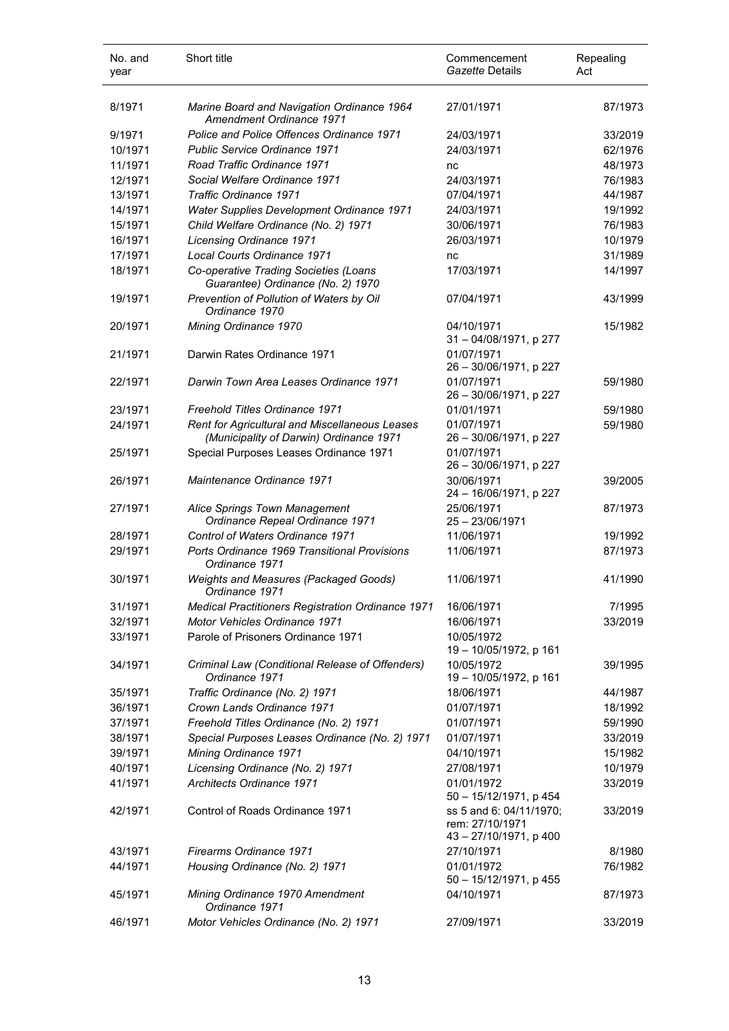| No. and year | Short title | Commencement *Gazette* Details | Repealing Act |
|---|---|---|---|
| 8/1971 | *Marine Board and Navigation Ordinance 1964 Amendment Ordinance 1971* | 27/01/1971 | 87/1973 |
| 9/1971 | *Police and Police Offences Ordinance 1971* | 24/03/1971 | 33/2019 |
| 10/1971 | *Public Service Ordinance 1971* | 24/03/1971 | 62/1976 |
| 11/1971 | *Road Traffic Ordinance 1971* | nc | 48/1973 |
| 12/1971 | *Social Welfare Ordinance 1971* | 24/03/1971 | 76/1983 |
| 13/1971 | *Traffic Ordinance 1971* | 07/04/1971 | 44/1987 |
| 14/1971 | *Water Supplies Development Ordinance 1971* | 24/03/1971 | 19/1992 |
| 15/1971 | *Child Welfare Ordinance (No. 2) 1971* | 30/06/1971 | 76/1983 |
| 16/1971 | *Licensing Ordinance 1971* | 26/03/1971 | 10/1979 |
| 17/1971 | *Local Courts Ordinance 1971* | nc | 31/1989 |
| 18/1971 | *Co-operative Trading Societies (Loans Guarantee) Ordinance (No. 2) 1970* | 17/03/1971 | 14/1997 |
| 19/1971 | *Prevention of Pollution of Waters by Oil Ordinance 1970* | 07/04/1971 | 43/1999 |
| 20/1971 | *Mining Ordinance 1970* | 04/10/1971<br>31 – 04/08/1971, p 277 | 15/1982 |
| 21/1971 | Darwin Rates Ordinance 1971 | 01/07/1971<br>26 – 30/06/1971, p 227 | |
| 22/1971 | *Darwin Town Area Leases Ordinance 1971* | 01/07/1971<br>26 – 30/06/1971, p 227 | 59/1980 |
| 23/1971 | *Freehold Titles Ordinance 1971* | 01/01/1971 | 59/1980 |
| 24/1971 | *Rent for Agricultural and Miscellaneous Leases (Municipality of Darwin) Ordinance 1971* | 01/07/1971<br>26 – 30/06/1971, p 227 | 59/1980 |
| 25/1971 | Special Purposes Leases Ordinance 1971 | 01/07/1971<br>26 – 30/06/1971, p 227 | |
| 26/1971 | *Maintenance Ordinance 1971* | 30/06/1971<br>24 – 16/06/1971, p 227 | 39/2005 |
| 27/1971 | *Alice Springs Town Management Ordinance Repeal Ordinance 1971* | 25/06/1971<br>25 – 23/06/1971 | 87/1973 |
| 28/1971 | *Control of Waters Ordinance 1971* | 11/06/1971 | 19/1992 |
| 29/1971 | *Ports Ordinance 1969 Transitional Provisions Ordinance 1971* | 11/06/1971 | 87/1973 |
| 30/1971 | *Weights and Measures (Packaged Goods) Ordinance 1971* | 11/06/1971 | 41/1990 |
| 31/1971 | *Medical Practitioners Registration Ordinance 1971* | 16/06/1971 | 7/1995 |
| 32/1971 | *Motor Vehicles Ordinance 1971* | 16/06/1971 | 33/2019 |
| 33/1971 | Parole of Prisoners Ordinance 1971 | 10/05/1972<br>19 – 10/05/1972, p 161 | |
| 34/1971 | *Criminal Law (Conditional Release of Offenders) Ordinance 1971* | 10/05/1972<br>19 – 10/05/1972, p 161 | 39/1995 |
| 35/1971 | *Traffic Ordinance (No. 2) 1971* | 18/06/1971 | 44/1987 |
| 36/1971 | *Crown Lands Ordinance 1971* | 01/07/1971 | 18/1992 |
| 37/1971 | *Freehold Titles Ordinance (No. 2) 1971* | 01/07/1971 | 59/1990 |
| 38/1971 | *Special Purposes Leases Ordinance (No. 2) 1971* | 01/07/1971 | 33/2019 |
| 39/1971 | *Mining Ordinance 1971* | 04/10/1971 | 15/1982 |
| 40/1971 | *Licensing Ordinance (No. 2) 1971* | 27/08/1971 | 10/1979 |
| 41/1971 | *Architects Ordinance 1971* | 01/01/1972<br>50 – 15/12/1971, p 454 | 33/2019 |
| 42/1971 | Control of Roads Ordinance 1971 | ss 5 and 6: 04/11/1970;<br>rem: 27/10/1971<br>43 – 27/10/1971, p 400 | 33/2019 |
| 43/1971 | *Firearms Ordinance 1971* | 27/10/1971 | 8/1980 |
| 44/1971 | *Housing Ordinance (No. 2) 1971* | 01/01/1972<br>50 – 15/12/1971, p 455 | 76/1982 |
| 45/1971 | *Mining Ordinance 1970 Amendment Ordinance 1971* | 04/10/1971 | 87/1973 |
| 46/1971 | *Motor Vehicles Ordinance (No. 2) 1971* | 27/09/1971 | 33/2019 |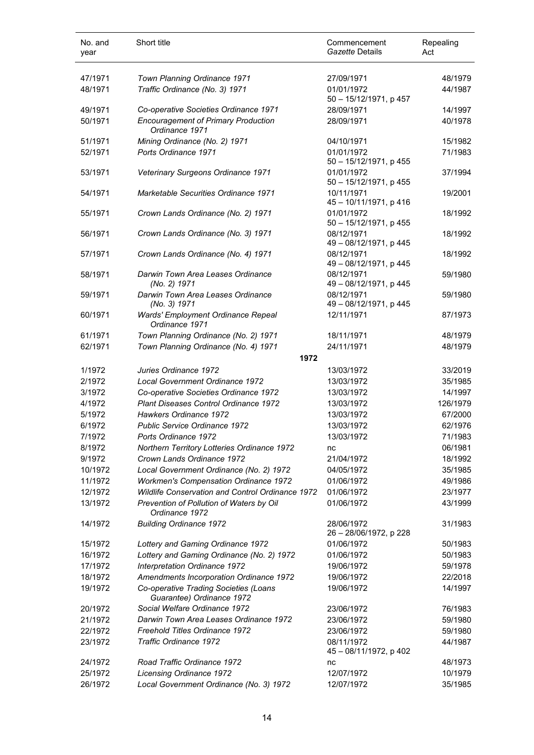| No. and year | Short title | Commencement *Gazette* Details | Repealing Act |
|---|---|---|---|
| 47/1971 | *Town Planning Ordinance 1971* | 27/09/1971 | 48/1979 |
| 48/1971 | *Traffic Ordinance (No. 3) 1971* | 01/01/1972<br>50 – 15/12/1971, p 457 | 44/1987 |
| 49/1971 | *Co-operative Societies Ordinance 1971* | 28/09/1971 | 14/1997 |
| 50/1971 | *Encouragement of Primary Production Ordinance 1971* | 28/09/1971 | 40/1978 |
| 51/1971 | *Mining Ordinance (No. 2) 1971* | 04/10/1971 | 15/1982 |
| 52/1971 | *Ports Ordinance 1971* | 01/01/1972<br>50 – 15/12/1971, p 455 | 71/1983 |
| 53/1971 | *Veterinary Surgeons Ordinance 1971* | 01/01/1972<br>50 – 15/12/1971, p 455 | 37/1994 |
| 54/1971 | *Marketable Securities Ordinance 1971* | 10/11/1971<br>45 – 10/11/1971, p 416 | 19/2001 |
| 55/1971 | *Crown Lands Ordinance (No. 2) 1971* | 01/01/1972<br>50 – 15/12/1971, p 455 | 18/1992 |
| 56/1971 | *Crown Lands Ordinance (No. 3) 1971* | 08/12/1971<br>49 – 08/12/1971, p 445 | 18/1992 |
| 57/1971 | *Crown Lands Ordinance (No. 4) 1971* | 08/12/1971<br>49 – 08/12/1971, p 445 | 18/1992 |
| 58/1971 | *Darwin Town Area Leases Ordinance (No. 2) 1971* | 08/12/1971<br>49 – 08/12/1971, p 445 | 59/1980 |
| 59/1971 | *Darwin Town Area Leases Ordinance (No. 3) 1971* | 08/12/1971<br>49 – 08/12/1971, p 445 | 59/1980 |
| 60/1971 | *Wards' Employment Ordinance Repeal Ordinance 1971* | 12/11/1971 | 87/1973 |
| 61/1971 | *Town Planning Ordinance (No. 2) 1971* | 18/11/1971 | 48/1979 |
| 62/1971 | *Town Planning Ordinance (No. 4) 1971* | 24/11/1971 | 48/1979 |
| | **1972** | | |
| 1/1972 | *Juries Ordinance 1972* | 13/03/1972 | 33/2019 |
| 2/1972 | *Local Government Ordinance 1972* | 13/03/1972 | 35/1985 |
| 3/1972 | *Co-operative Societies Ordinance 1972* | 13/03/1972 | 14/1997 |
| 4/1972 | *Plant Diseases Control Ordinance 1972* | 13/03/1972 | 126/1979 |
| 5/1972 | *Hawkers Ordinance 1972* | 13/03/1972 | 67/2000 |
| 6/1972 | *Public Service Ordinance 1972* | 13/03/1972 | 62/1976 |
| 7/1972 | *Ports Ordinance 1972* | 13/03/1972 | 71/1983 |
| 8/1972 | *Northern Territory Lotteries Ordinance 1972* | nc | 06/1981 |
| 9/1972 | *Crown Lands Ordinance 1972* | 21/04/1972 | 18/1992 |
| 10/1972 | *Local Government Ordinance (No. 2) 1972* | 04/05/1972 | 35/1985 |
| 11/1972 | *Workmen's Compensation Ordinance 1972* | 01/06/1972 | 49/1986 |
| 12/1972 | *Wildlife Conservation and Control Ordinance 1972* | 01/06/1972 | 23/1977 |
| 13/1972 | *Prevention of Pollution of Waters by Oil Ordinance 1972* | 01/06/1972 | 43/1999 |
| 14/1972 | *Building Ordinance 1972* | 28/06/1972<br>26 – 28/06/1972, p 228 | 31/1983 |
| 15/1972 | *Lottery and Gaming Ordinance 1972* | 01/06/1972 | 50/1983 |
| 16/1972 | *Lottery and Gaming Ordinance (No. 2) 1972* | 01/06/1972 | 50/1983 |
| 17/1972 | *Interpretation Ordinance 1972* | 19/06/1972 | 59/1978 |
| 18/1972 | *Amendments Incorporation Ordinance 1972* | 19/06/1972 | 22/2018 |
| 19/1972 | *Co-operative Trading Societies (Loans Guarantee) Ordinance 1972* | 19/06/1972 | 14/1997 |
| 20/1972 | *Social Welfare Ordinance 1972* | 23/06/1972 | 76/1983 |
| 21/1972 | *Darwin Town Area Leases Ordinance 1972* | 23/06/1972 | 59/1980 |
| 22/1972 | *Freehold Titles Ordinance 1972* | 23/06/1972 | 59/1980 |
| 23/1972 | *Traffic Ordinance 1972* | 08/11/1972<br>45 – 08/11/1972, p 402 | 44/1987 |
| 24/1972 | *Road Traffic Ordinance 1972* | nc | 48/1973 |
| 25/1972 | *Licensing Ordinance 1972* | 12/07/1972 | 10/1979 |
| 26/1972 | *Local Government Ordinance (No. 3) 1972* | 12/07/1972 | 35/1985 |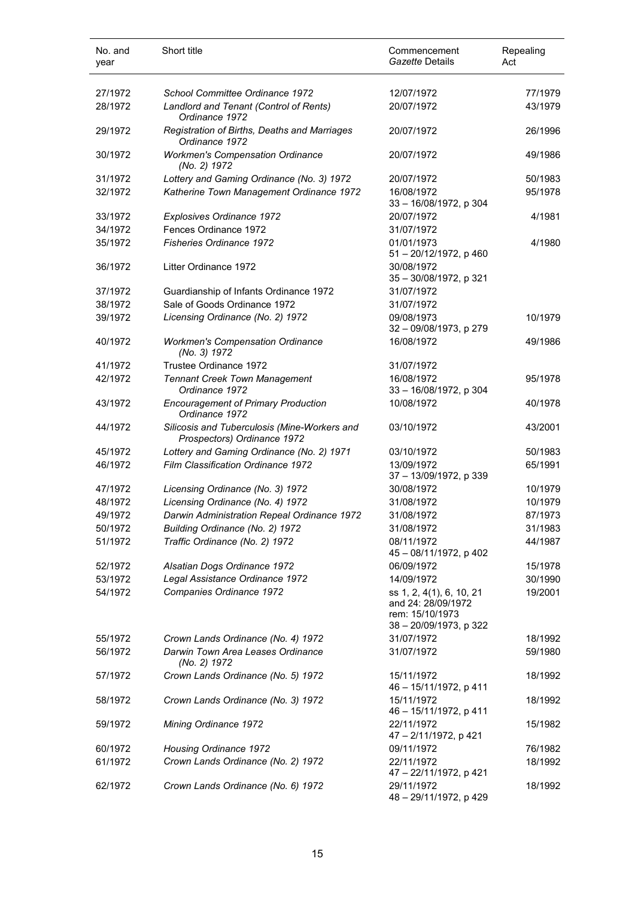| No. and year | Short title | Commencement *Gazette* Details | Repealing Act |
|---|---|---|---|
| 27/1972 | *School Committee Ordinance 1972* | 12/07/1972 | 77/1979 |
| 28/1972 | *Landlord and Tenant (Control of Rents) Ordinance 1972* | 20/07/1972 | 43/1979 |
| 29/1972 | *Registration of Births, Deaths and Marriages Ordinance 1972* | 20/07/1972 | 26/1996 |
| 30/1972 | *Workmen's Compensation Ordinance (No. 2) 1972* | 20/07/1972 | 49/1986 |
| 31/1972 | *Lottery and Gaming Ordinance (No. 3) 1972* | 20/07/1972 | 50/1983 |
| 32/1972 | *Katherine Town Management Ordinance 1972* | 16/08/1972<br>33 – 16/08/1972, p 304 | 95/1978 |
| 33/1972 | *Explosives Ordinance 1972* | 20/07/1972 | 4/1981 |
| 34/1972 | Fences Ordinance 1972 | 31/07/1972 | |
| 35/1972 | *Fisheries Ordinance 1972* | 01/01/1973<br>51 – 20/12/1972, p 460 | 4/1980 |
| 36/1972 | Litter Ordinance 1972 | 30/08/1972<br>35 – 30/08/1972, p 321 | |
| 37/1972 | Guardianship of Infants Ordinance 1972 | 31/07/1972 | |
| 38/1972 | Sale of Goods Ordinance 1972 | 31/07/1972 | |
| 39/1972 | *Licensing Ordinance (No. 2) 1972* | 09/08/1973<br>32 – 09/08/1973, p 279 | 10/1979 |
| 40/1972 | *Workmen's Compensation Ordinance (No. 3) 1972* | 16/08/1972 | 49/1986 |
| 41/1972 | Trustee Ordinance 1972 | 31/07/1972 | |
| 42/1972 | *Tennant Creek Town Management Ordinance 1972* | 16/08/1972<br>33 – 16/08/1972, p 304 | 95/1978 |
| 43/1972 | *Encouragement of Primary Production Ordinance 1972* | 10/08/1972 | 40/1978 |
| 44/1972 | *Silicosis and Tuberculosis (Mine-Workers and Prospectors) Ordinance 1972* | 03/10/1972 | 43/2001 |
| 45/1972 | *Lottery and Gaming Ordinance (No. 2) 1971* | 03/10/1972 | 50/1983 |
| 46/1972 | *Film Classification Ordinance 1972* | 13/09/1972<br>37 – 13/09/1972, p 339 | 65/1991 |
| 47/1972 | *Licensing Ordinance (No. 3) 1972* | 30/08/1972 | 10/1979 |
| 48/1972 | *Licensing Ordinance (No. 4) 1972* | 31/08/1972 | 10/1979 |
| 49/1972 | *Darwin Administration Repeal Ordinance 1972* | 31/08/1972 | 87/1973 |
| 50/1972 | *Building Ordinance (No. 2) 1972* | 31/08/1972 | 31/1983 |
| 51/1972 | *Traffic Ordinance (No. 2) 1972* | 08/11/1972<br>45 – 08/11/1972, p 402 | 44/1987 |
| 52/1972 | *Alsatian Dogs Ordinance 1972* | 06/09/1972 | 15/1978 |
| 53/1972 | *Legal Assistance Ordinance 1972* | 14/09/1972 | 30/1990 |
| 54/1972 | *Companies Ordinance 1972* | ss 1, 2, 4(1), 6, 10, 21 and 24: 28/09/1972<br>rem: 15/10/1973<br>38 – 20/09/1973, p 322 | 19/2001 |
| 55/1972 | *Crown Lands Ordinance (No. 4) 1972* | 31/07/1972 | 18/1992 |
| 56/1972 | *Darwin Town Area Leases Ordinance (No. 2) 1972* | 31/07/1972 | 59/1980 |
| 57/1972 | *Crown Lands Ordinance (No. 5) 1972* | 15/11/1972<br>46 – 15/11/1972, p 411 | 18/1992 |
| 58/1972 | *Crown Lands Ordinance (No. 3) 1972* | 15/11/1972<br>46 – 15/11/1972, p 411 | 18/1992 |
| 59/1972 | *Mining Ordinance 1972* | 22/11/1972<br>47 – 2/11/1972, p 421 | 15/1982 |
| 60/1972 | *Housing Ordinance 1972* | 09/11/1972 | 76/1982 |
| 61/1972 | *Crown Lands Ordinance (No. 2) 1972* | 22/11/1972<br>47 – 22/11/1972, p 421 | 18/1992 |
| 62/1972 | *Crown Lands Ordinance (No. 6) 1972* | 29/11/1972<br>48 – 29/11/1972, p 429 | 18/1992 |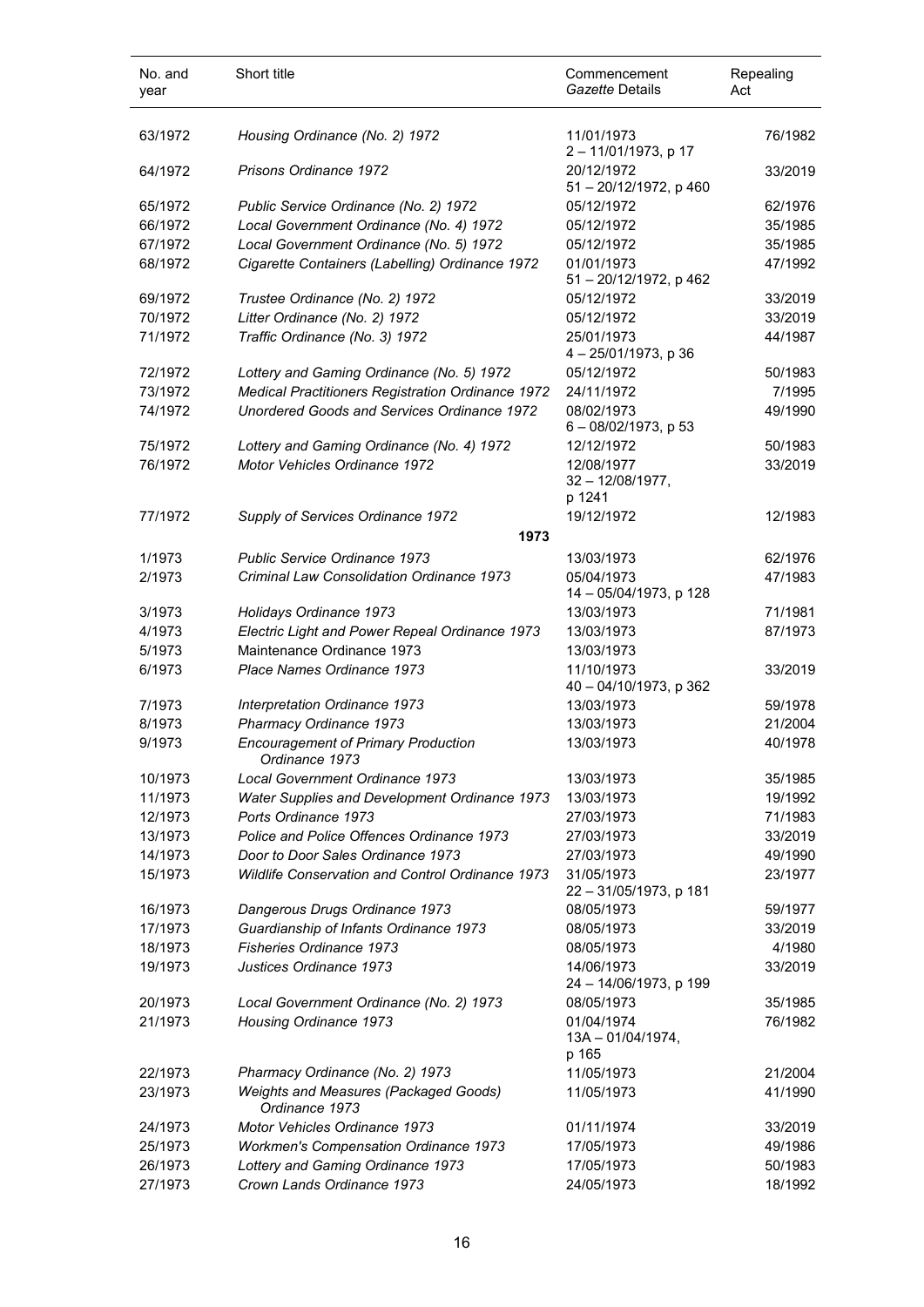| No. and year | Short title | Commencement *Gazette* Details | Repealing Act |
|---|---|---|---|
| 63/1972 | *Housing Ordinance (No. 2) 1972* | 11/01/1973<br>2 – 11/01/1973, p 17 | 76/1982 |
| 64/1972 | *Prisons Ordinance 1972* | 20/12/1972<br>51 – 20/12/1972, p 460 | 33/2019 |
| 65/1972 | *Public Service Ordinance (No. 2) 1972* | 05/12/1972 | 62/1976 |
| 66/1972 | *Local Government Ordinance (No. 4) 1972* | 05/12/1972 | 35/1985 |
| 67/1972 | *Local Government Ordinance (No. 5) 1972* | 05/12/1972 | 35/1985 |
| 68/1972 | *Cigarette Containers (Labelling) Ordinance 1972* | 01/01/1973<br>51 – 20/12/1972, p 462 | 47/1992 |
| 69/1972 | *Trustee Ordinance (No. 2) 1972* | 05/12/1972 | 33/2019 |
| 70/1972 | *Litter Ordinance (No. 2) 1972* | 05/12/1972 | 33/2019 |
| 71/1972 | *Traffic Ordinance (No. 3) 1972* | 25/01/1973<br>4 – 25/01/1973, p 36 | 44/1987 |
| 72/1972 | *Lottery and Gaming Ordinance (No. 5) 1972* | 05/12/1972 | 50/1983 |
| 73/1972 | *Medical Practitioners Registration Ordinance 1972* | 24/11/1972 | 7/1995 |
| 74/1972 | *Unordered Goods and Services Ordinance 1972* | 08/02/1973<br>6 – 08/02/1973, p 53 | 49/1990 |
| 75/1972 | *Lottery and Gaming Ordinance (No. 4) 1972* | 12/12/1972 | 50/1983 |
| 76/1972 | *Motor Vehicles Ordinance 1972* | 12/08/1977<br>32 – 12/08/1977, p 1241 | 33/2019 |
| 77/1972 | *Supply of Services Ordinance 1972* | 19/12/1972 | 12/1983 |
| | **1973** | | |
| 1/1973 | *Public Service Ordinance 1973* | 13/03/1973 | 62/1976 |
| 2/1973 | *Criminal Law Consolidation Ordinance 1973* | 05/04/1973<br>14 – 05/04/1973, p 128 | 47/1983 |
| 3/1973 | *Holidays Ordinance 1973* | 13/03/1973 | 71/1981 |
| 4/1973 | *Electric Light and Power Repeal Ordinance 1973* | 13/03/1973 | 87/1973 |
| 5/1973 | Maintenance Ordinance 1973 | 13/03/1973 | |
| 6/1973 | *Place Names Ordinance 1973* | 11/10/1973<br>40 – 04/10/1973, p 362 | 33/2019 |
| 7/1973 | *Interpretation Ordinance 1973* | 13/03/1973 | 59/1978 |
| 8/1973 | *Pharmacy Ordinance 1973* | 13/03/1973 | 21/2004 |
| 9/1973 | *Encouragement of Primary Production Ordinance 1973* | 13/03/1973 | 40/1978 |
| 10/1973 | *Local Government Ordinance 1973* | 13/03/1973 | 35/1985 |
| 11/1973 | *Water Supplies and Development Ordinance 1973* | 13/03/1973 | 19/1992 |
| 12/1973 | *Ports Ordinance 1973* | 27/03/1973 | 71/1983 |
| 13/1973 | *Police and Police Offences Ordinance 1973* | 27/03/1973 | 33/2019 |
| 14/1973 | *Door to Door Sales Ordinance 1973* | 27/03/1973 | 49/1990 |
| 15/1973 | *Wildlife Conservation and Control Ordinance 1973* | 31/05/1973<br>22 – 31/05/1973, p 181 | 23/1977 |
| 16/1973 | *Dangerous Drugs Ordinance 1973* | 08/05/1973 | 59/1977 |
| 17/1973 | *Guardianship of Infants Ordinance 1973* | 08/05/1973 | 33/2019 |
| 18/1973 | *Fisheries Ordinance 1973* | 08/05/1973 | 4/1980 |
| 19/1973 | *Justices Ordinance 1973* | 14/06/1973<br>24 – 14/06/1973, p 199 | 33/2019 |
| 20/1973 | *Local Government Ordinance (No. 2) 1973* | 08/05/1973 | 35/1985 |
| 21/1973 | *Housing Ordinance 1973* | 01/04/1974<br>13A – 01/04/1974, p 165 | 76/1982 |
| 22/1973 | *Pharmacy Ordinance (No. 2) 1973* | 11/05/1973 | 21/2004 |
| 23/1973 | *Weights and Measures (Packaged Goods) Ordinance 1973* | 11/05/1973 | 41/1990 |
| 24/1973 | *Motor Vehicles Ordinance 1973* | 01/11/1974 | 33/2019 |
| 25/1973 | *Workmen's Compensation Ordinance 1973* | 17/05/1973 | 49/1986 |
| 26/1973 | *Lottery and Gaming Ordinance 1973* | 17/05/1973 | 50/1983 |
| 27/1973 | *Crown Lands Ordinance 1973* | 24/05/1973 | 18/1992 |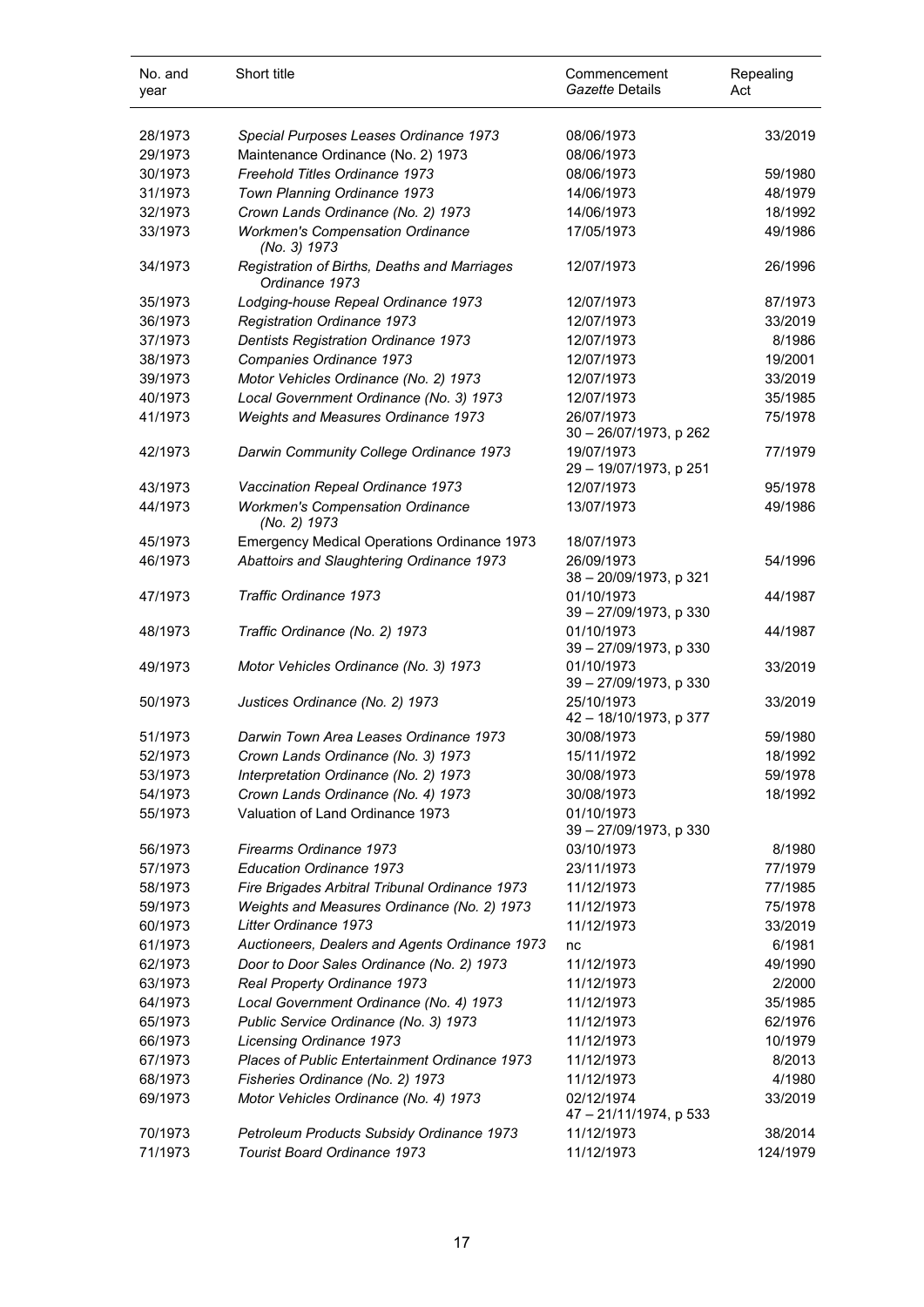| No. and year | Short title | Commencement *Gazette* Details | Repealing Act |
|---|---|---|---|
| 28/1973 | *Special Purposes Leases Ordinance 1973* | 08/06/1973 | 33/2019 |
| 29/1973 | Maintenance Ordinance (No. 2) 1973 | 08/06/1973 | |
| 30/1973 | *Freehold Titles Ordinance 1973* | 08/06/1973 | 59/1980 |
| 31/1973 | *Town Planning Ordinance 1973* | 14/06/1973 | 48/1979 |
| 32/1973 | *Crown Lands Ordinance (No. 2) 1973* | 14/06/1973 | 18/1992 |
| 33/1973 | *Workmen's Compensation Ordinance (No. 3) 1973* | 17/05/1973 | 49/1986 |
| 34/1973 | *Registration of Births, Deaths and Marriages Ordinance 1973* | 12/07/1973 | 26/1996 |
| 35/1973 | *Lodging-house Repeal Ordinance 1973* | 12/07/1973 | 87/1973 |
| 36/1973 | *Registration Ordinance 1973* | 12/07/1973 | 33/2019 |
| 37/1973 | *Dentists Registration Ordinance 1973* | 12/07/1973 | 8/1986 |
| 38/1973 | *Companies Ordinance 1973* | 12/07/1973 | 19/2001 |
| 39/1973 | *Motor Vehicles Ordinance (No. 2) 1973* | 12/07/1973 | 33/2019 |
| 40/1973 | *Local Government Ordinance (No. 3) 1973* | 12/07/1973 | 35/1985 |
| 41/1973 | *Weights and Measures Ordinance 1973* | 26/07/1973<br>30 – 26/07/1973, p 262 | 75/1978 |
| 42/1973 | *Darwin Community College Ordinance 1973* | 19/07/1973<br>29 – 19/07/1973, p 251 | 77/1979 |
| 43/1973 | *Vaccination Repeal Ordinance 1973* | 12/07/1973 | 95/1978 |
| 44/1973 | *Workmen's Compensation Ordinance (No. 2) 1973* | 13/07/1973 | 49/1986 |
| 45/1973 | Emergency Medical Operations Ordinance 1973 | 18/07/1973 | |
| 46/1973 | *Abattoirs and Slaughtering Ordinance 1973* | 26/09/1973<br>38 – 20/09/1973, p 321 | 54/1996 |
| 47/1973 | *Traffic Ordinance 1973* | 01/10/1973<br>39 – 27/09/1973, p 330 | 44/1987 |
| 48/1973 | *Traffic Ordinance (No. 2) 1973* | 01/10/1973<br>39 – 27/09/1973, p 330 | 44/1987 |
| 49/1973 | *Motor Vehicles Ordinance (No. 3) 1973* | 01/10/1973<br>39 – 27/09/1973, p 330 | 33/2019 |
| 50/1973 | *Justices Ordinance (No. 2) 1973* | 25/10/1973<br>42 – 18/10/1973, p 377 | 33/2019 |
| 51/1973 | *Darwin Town Area Leases Ordinance 1973* | 30/08/1973 | 59/1980 |
| 52/1973 | *Crown Lands Ordinance (No. 3) 1973* | 15/11/1972 | 18/1992 |
| 53/1973 | *Interpretation Ordinance (No. 2) 1973* | 30/08/1973 | 59/1978 |
| 54/1973 | *Crown Lands Ordinance (No. 4) 1973* | 30/08/1973 | 18/1992 |
| 55/1973 | Valuation of Land Ordinance 1973 | 01/10/1973<br>39 – 27/09/1973, p 330 | |
| 56/1973 | *Firearms Ordinance 1973* | 03/10/1973 | 8/1980 |
| 57/1973 | *Education Ordinance 1973* | 23/11/1973 | 77/1979 |
| 58/1973 | *Fire Brigades Arbitral Tribunal Ordinance 1973* | 11/12/1973 | 77/1985 |
| 59/1973 | *Weights and Measures Ordinance (No. 2) 1973* | 11/12/1973 | 75/1978 |
| 60/1973 | *Litter Ordinance 1973* | 11/12/1973 | 33/2019 |
| 61/1973 | *Auctioneers, Dealers and Agents Ordinance 1973* | nc | 6/1981 |
| 62/1973 | *Door to Door Sales Ordinance (No. 2) 1973* | 11/12/1973 | 49/1990 |
| 63/1973 | *Real Property Ordinance 1973* | 11/12/1973 | 2/2000 |
| 64/1973 | *Local Government Ordinance (No. 4) 1973* | 11/12/1973 | 35/1985 |
| 65/1973 | *Public Service Ordinance (No. 3) 1973* | 11/12/1973 | 62/1976 |
| 66/1973 | *Licensing Ordinance 1973* | 11/12/1973 | 10/1979 |
| 67/1973 | *Places of Public Entertainment Ordinance 1973* | 11/12/1973 | 8/2013 |
| 68/1973 | *Fisheries Ordinance (No. 2) 1973* | 11/12/1973 | 4/1980 |
| 69/1973 | *Motor Vehicles Ordinance (No. 4) 1973* | 02/12/1974<br>47 – 21/11/1974, p 533 | 33/2019 |
| 70/1973 | *Petroleum Products Subsidy Ordinance 1973* | 11/12/1973 | 38/2014 |
| 71/1973 | *Tourist Board Ordinance 1973* | 11/12/1973 | 124/1979 |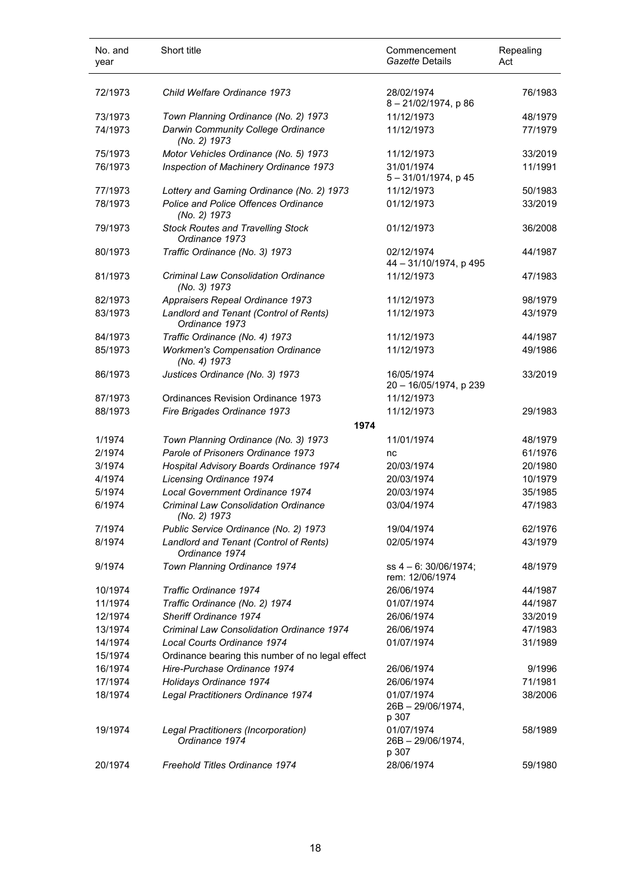| No. and year | Short title | Commencement *Gazette* Details | Repealing Act |
|---|---|---|---|
| 72/1973 | *Child Welfare Ordinance 1973* | 28/02/1974 8 – 21/02/1974, p 86 | 76/1983 |
| 73/1973 | *Town Planning Ordinance (No. 2) 1973* | 11/12/1973 | 48/1979 |
| 74/1973 | *Darwin Community College Ordinance (No. 2) 1973* | 11/12/1973 | 77/1979 |
| 75/1973 | *Motor Vehicles Ordinance (No. 5) 1973* | 11/12/1973 | 33/2019 |
| 76/1973 | *Inspection of Machinery Ordinance 1973* | 31/01/1974 5 – 31/01/1974, p 45 | 11/1991 |
| 77/1973 | *Lottery and Gaming Ordinance (No. 2) 1973* | 11/12/1973 | 50/1983 |
| 78/1973 | *Police and Police Offences Ordinance (No. 2) 1973* | 01/12/1973 | 33/2019 |
| 79/1973 | *Stock Routes and Travelling Stock Ordinance 1973* | 01/12/1973 | 36/2008 |
| 80/1973 | *Traffic Ordinance (No. 3) 1973* | 02/12/1974 44 – 31/10/1974, p 495 | 44/1987 |
| 81/1973 | *Criminal Law Consolidation Ordinance (No. 3) 1973* | 11/12/1973 | 47/1983 |
| 82/1973 | *Appraisers Repeal Ordinance 1973* | 11/12/1973 | 98/1979 |
| 83/1973 | *Landlord and Tenant (Control of Rents) Ordinance 1973* | 11/12/1973 | 43/1979 |
| 84/1973 | *Traffic Ordinance (No. 4) 1973* | 11/12/1973 | 44/1987 |
| 85/1973 | *Workmen's Compensation Ordinance (No. 4) 1973* | 11/12/1973 | 49/1986 |
| 86/1973 | *Justices Ordinance (No. 3) 1973* | 16/05/1974 20 – 16/05/1974, p 239 | 33/2019 |
| 87/1973 | Ordinances Revision Ordinance 1973 | 11/12/1973 | |
| 88/1973 | *Fire Brigades Ordinance 1973* | 11/12/1973 | 29/1983 |
| | **1974** | | |
| 1/1974 | *Town Planning Ordinance (No. 3) 1973* | 11/01/1974 | 48/1979 |
| 2/1974 | *Parole of Prisoners Ordinance 1973* | nc | 61/1976 |
| 3/1974 | *Hospital Advisory Boards Ordinance 1974* | 20/03/1974 | 20/1980 |
| 4/1974 | *Licensing Ordinance 1974* | 20/03/1974 | 10/1979 |
| 5/1974 | *Local Government Ordinance 1974* | 20/03/1974 | 35/1985 |
| 6/1974 | *Criminal Law Consolidation Ordinance (No. 2) 1973* | 03/04/1974 | 47/1983 |
| 7/1974 | *Public Service Ordinance (No. 2) 1973* | 19/04/1974 | 62/1976 |
| 8/1974 | *Landlord and Tenant (Control of Rents) Ordinance 1974* | 02/05/1974 | 43/1979 |
| 9/1974 | *Town Planning Ordinance 1974* | ss 4 – 6: 30/06/1974; rem: 12/06/1974 | 48/1979 |
| 10/1974 | *Traffic Ordinance 1974* | 26/06/1974 | 44/1987 |
| 11/1974 | *Traffic Ordinance (No. 2) 1974* | 01/07/1974 | 44/1987 |
| 12/1974 | *Sheriff Ordinance 1974* | 26/06/1974 | 33/2019 |
| 13/1974 | *Criminal Law Consolidation Ordinance 1974* | 26/06/1974 | 47/1983 |
| 14/1974 | *Local Courts Ordinance 1974* | 01/07/1974 | 31/1989 |
| 15/1974 | Ordinance bearing this number of no legal effect | | |
| 16/1974 | *Hire-Purchase Ordinance 1974* | 26/06/1974 | 9/1996 |
| 17/1974 | *Holidays Ordinance 1974* | 26/06/1974 | 71/1981 |
| 18/1974 | *Legal Practitioners Ordinance 1974* | 01/07/1974 26B – 29/06/1974, p 307 | 38/2006 |
| 19/1974 | *Legal Practitioners (Incorporation) Ordinance 1974* | 01/07/1974 26B – 29/06/1974, p 307 | 58/1989 |
| 20/1974 | *Freehold Titles Ordinance 1974* | 28/06/1974 | 59/1980 |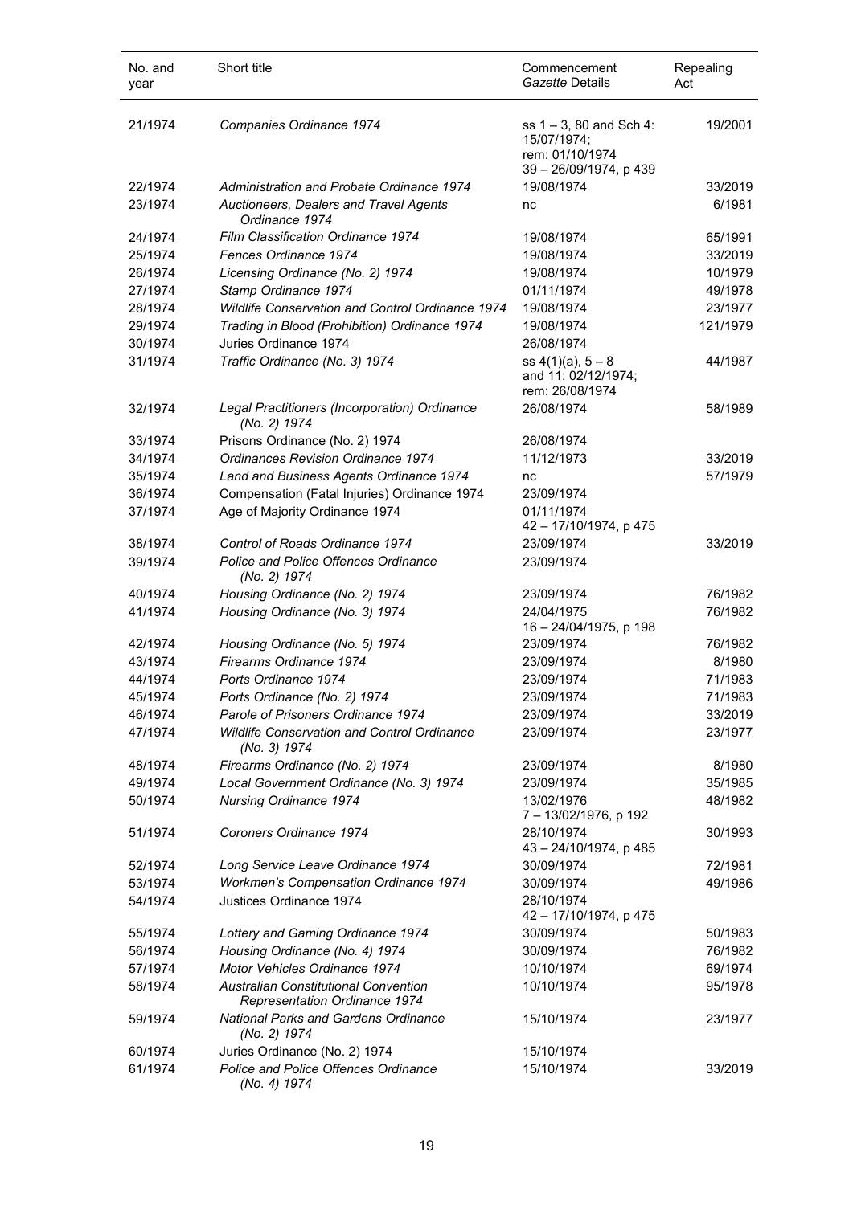| No. and year | Short title | Commencement *Gazette* Details | Repealing Act |
|---|---|---|---|
| 21/1974 | *Companies Ordinance 1974* | ss 1 – 3, 80 and Sch 4: 15/07/1974; rem: 01/10/1974 39 – 26/09/1974, p 439 | 19/2001 |
| 22/1974 | *Administration and Probate Ordinance 1974* | 19/08/1974 | 33/2019 |
| 23/1974 | *Auctioneers, Dealers and Travel Agents Ordinance 1974* | nc | 6/1981 |
| 24/1974 | *Film Classification Ordinance 1974* | 19/08/1974 | 65/1991 |
| 25/1974 | *Fences Ordinance 1974* | 19/08/1974 | 33/2019 |
| 26/1974 | *Licensing Ordinance (No. 2) 1974* | 19/08/1974 | 10/1979 |
| 27/1974 | *Stamp Ordinance 1974* | 01/11/1974 | 49/1978 |
| 28/1974 | *Wildlife Conservation and Control Ordinance 1974* | 19/08/1974 | 23/1977 |
| 29/1974 | *Trading in Blood (Prohibition) Ordinance 1974* | 19/08/1974 | 121/1979 |
| 30/1974 | Juries Ordinance 1974 | 26/08/1974 | |
| 31/1974 | *Traffic Ordinance (No. 3) 1974* | ss 4(1)(a), 5 – 8 and 11: 02/12/1974; rem: 26/08/1974 | 44/1987 |
| 32/1974 | *Legal Practitioners (Incorporation) Ordinance (No. 2) 1974* | 26/08/1974 | 58/1989 |
| 33/1974 | Prisons Ordinance (No. 2) 1974 | 26/08/1974 | |
| 34/1974 | *Ordinances Revision Ordinance 1974* | 11/12/1973 | 33/2019 |
| 35/1974 | *Land and Business Agents Ordinance 1974* | nc | 57/1979 |
| 36/1974 | Compensation (Fatal Injuries) Ordinance 1974 | 23/09/1974 | |
| 37/1974 | Age of Majority Ordinance 1974 | 01/11/1974 42 – 17/10/1974, p 475 | |
| 38/1974 | *Control of Roads Ordinance 1974* | 23/09/1974 | 33/2019 |
| 39/1974 | *Police and Police Offences Ordinance (No. 2) 1974* | 23/09/1974 | |
| 40/1974 | *Housing Ordinance (No. 2) 1974* | 23/09/1974 | 76/1982 |
| 41/1974 | *Housing Ordinance (No. 3) 1974* | 24/04/1975 16 – 24/04/1975, p 198 | 76/1982 |
| 42/1974 | *Housing Ordinance (No. 5) 1974* | 23/09/1974 | 76/1982 |
| 43/1974 | *Firearms Ordinance 1974* | 23/09/1974 | 8/1980 |
| 44/1974 | *Ports Ordinance 1974* | 23/09/1974 | 71/1983 |
| 45/1974 | *Ports Ordinance (No. 2) 1974* | 23/09/1974 | 71/1983 |
| 46/1974 | *Parole of Prisoners Ordinance 1974* | 23/09/1974 | 33/2019 |
| 47/1974 | *Wildlife Conservation and Control Ordinance (No. 3) 1974* | 23/09/1974 | 23/1977 |
| 48/1974 | *Firearms Ordinance (No. 2) 1974* | 23/09/1974 | 8/1980 |
| 49/1974 | *Local Government Ordinance (No. 3) 1974* | 23/09/1974 | 35/1985 |
| 50/1974 | *Nursing Ordinance 1974* | 13/02/1976 7 – 13/02/1976, p 192 | 48/1982 |
| 51/1974 | *Coroners Ordinance 1974* | 28/10/1974 43 – 24/10/1974, p 485 | 30/1993 |
| 52/1974 | *Long Service Leave Ordinance 1974* | 30/09/1974 | 72/1981 |
| 53/1974 | *Workmen's Compensation Ordinance 1974* | 30/09/1974 | 49/1986 |
| 54/1974 | Justices Ordinance 1974 | 28/10/1974 42 – 17/10/1974, p 475 | |
| 55/1974 | *Lottery and Gaming Ordinance 1974* | 30/09/1974 | 50/1983 |
| 56/1974 | *Housing Ordinance (No. 4) 1974* | 30/09/1974 | 76/1982 |
| 57/1974 | *Motor Vehicles Ordinance 1974* | 10/10/1974 | 69/1974 |
| 58/1974 | *Australian Constitutional Convention Representation Ordinance 1974* | 10/10/1974 | 95/1978 |
| 59/1974 | *National Parks and Gardens Ordinance (No. 2) 1974* | 15/10/1974 | 23/1977 |
| 60/1974 | Juries Ordinance (No. 2) 1974 | 15/10/1974 | |
| 61/1974 | *Police and Police Offences Ordinance (No. 4) 1974* | 15/10/1974 | 33/2019 |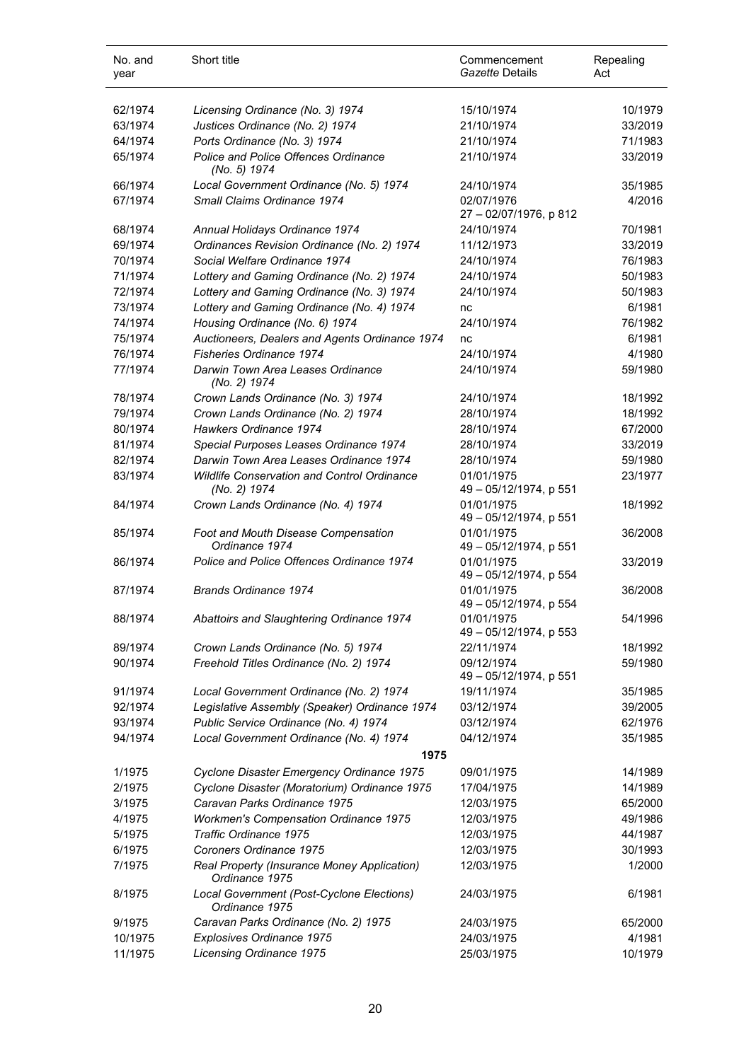| No. and year | Short title | Commencement *Gazette* Details | Repealing Act |
|---|---|---|---|
| 62/1974 | *Licensing Ordinance (No. 3) 1974* | 15/10/1974 | 10/1979 |
| 63/1974 | *Justices Ordinance (No. 2) 1974* | 21/10/1974 | 33/2019 |
| 64/1974 | *Ports Ordinance (No. 3) 1974* | 21/10/1974 | 71/1983 |
| 65/1974 | *Police and Police Offences Ordinance (No. 5) 1974* | 21/10/1974 | 33/2019 |
| 66/1974 | *Local Government Ordinance (No. 5) 1974* | 24/10/1974 | 35/1985 |
| 67/1974 | *Small Claims Ordinance 1974* | 02/07/1976<br>27 – 02/07/1976, p 812 | 4/2016 |
| 68/1974 | *Annual Holidays Ordinance 1974* | 24/10/1974 | 70/1981 |
| 69/1974 | *Ordinances Revision Ordinance (No. 2) 1974* | 11/12/1973 | 33/2019 |
| 70/1974 | *Social Welfare Ordinance 1974* | 24/10/1974 | 76/1983 |
| 71/1974 | *Lottery and Gaming Ordinance (No. 2) 1974* | 24/10/1974 | 50/1983 |
| 72/1974 | *Lottery and Gaming Ordinance (No. 3) 1974* | 24/10/1974 | 50/1983 |
| 73/1974 | *Lottery and Gaming Ordinance (No. 4) 1974* | nc | 6/1981 |
| 74/1974 | *Housing Ordinance (No. 6) 1974* | 24/10/1974 | 76/1982 |
| 75/1974 | *Auctioneers, Dealers and Agents Ordinance 1974* | nc | 6/1981 |
| 76/1974 | *Fisheries Ordinance 1974* | 24/10/1974 | 4/1980 |
| 77/1974 | *Darwin Town Area Leases Ordinance (No. 2) 1974* | 24/10/1974 | 59/1980 |
| 78/1974 | *Crown Lands Ordinance (No. 3) 1974* | 24/10/1974 | 18/1992 |
| 79/1974 | *Crown Lands Ordinance (No. 2) 1974* | 28/10/1974 | 18/1992 |
| 80/1974 | *Hawkers Ordinance 1974* | 28/10/1974 | 67/2000 |
| 81/1974 | *Special Purposes Leases Ordinance 1974* | 28/10/1974 | 33/2019 |
| 82/1974 | *Darwin Town Area Leases Ordinance 1974* | 28/10/1974 | 59/1980 |
| 83/1974 | *Wildlife Conservation and Control Ordinance (No. 2) 1974* | 01/01/1975<br>49 – 05/12/1974, p 551 | 23/1977 |
| 84/1974 | *Crown Lands Ordinance (No. 4) 1974* | 01/01/1975<br>49 – 05/12/1974, p 551 | 18/1992 |
| 85/1974 | *Foot and Mouth Disease Compensation Ordinance 1974* | 01/01/1975<br>49 – 05/12/1974, p 551 | 36/2008 |
| 86/1974 | *Police and Police Offences Ordinance 1974* | 01/01/1975<br>49 – 05/12/1974, p 554 | 33/2019 |
| 87/1974 | *Brands Ordinance 1974* | 01/01/1975<br>49 – 05/12/1974, p 554 | 36/2008 |
| 88/1974 | *Abattoirs and Slaughtering Ordinance 1974* | 01/01/1975<br>49 – 05/12/1974, p 553 | 54/1996 |
| 89/1974 | *Crown Lands Ordinance (No. 5) 1974* | 22/11/1974 | 18/1992 |
| 90/1974 | *Freehold Titles Ordinance (No. 2) 1974* | 09/12/1974<br>49 – 05/12/1974, p 551 | 59/1980 |
| 91/1974 | *Local Government Ordinance (No. 2) 1974* | 19/11/1974 | 35/1985 |
| 92/1974 | *Legislative Assembly (Speaker) Ordinance 1974* | 03/12/1974 | 39/2005 |
| 93/1974 | *Public Service Ordinance (No. 4) 1974* | 03/12/1974 | 62/1976 |
| 94/1974 | *Local Government Ordinance (No. 4) 1974* | 04/12/1974 | 35/1985 |
| | **1975** | | |
| 1/1975 | *Cyclone Disaster Emergency Ordinance 1975* | 09/01/1975 | 14/1989 |
| 2/1975 | *Cyclone Disaster (Moratorium) Ordinance 1975* | 17/04/1975 | 14/1989 |
| 3/1975 | *Caravan Parks Ordinance 1975* | 12/03/1975 | 65/2000 |
| 4/1975 | *Workmen's Compensation Ordinance 1975* | 12/03/1975 | 49/1986 |
| 5/1975 | *Traffic Ordinance 1975* | 12/03/1975 | 44/1987 |
| 6/1975 | *Coroners Ordinance 1975* | 12/03/1975 | 30/1993 |
| 7/1975 | *Real Property (Insurance Money Application) Ordinance 1975* | 12/03/1975 | 1/2000 |
| 8/1975 | *Local Government (Post-Cyclone Elections) Ordinance 1975* | 24/03/1975 | 6/1981 |
| 9/1975 | *Caravan Parks Ordinance (No. 2) 1975* | 24/03/1975 | 65/2000 |
| 10/1975 | *Explosives Ordinance 1975* | 24/03/1975 | 4/1981 |
| 11/1975 | *Licensing Ordinance 1975* | 25/03/1975 | 10/1979 |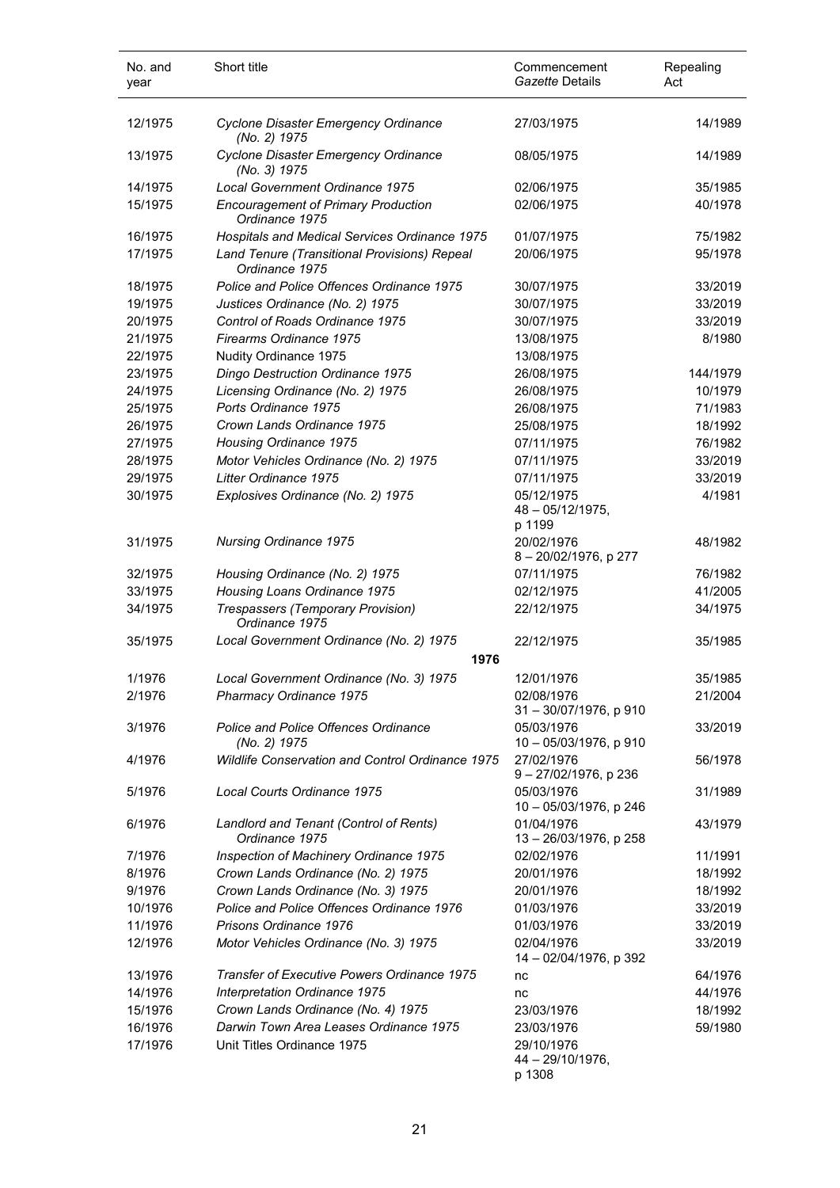| No. and year | Short title | Commencement *Gazette* Details | Repealing Act |
|---|---|---|---|
| 12/1975 | *Cyclone Disaster Emergency Ordinance (No. 2) 1975* | 27/03/1975 | 14/1989 |
| 13/1975 | *Cyclone Disaster Emergency Ordinance (No. 3) 1975* | 08/05/1975 | 14/1989 |
| 14/1975 | *Local Government Ordinance 1975* | 02/06/1975 | 35/1985 |
| 15/1975 | *Encouragement of Primary Production Ordinance 1975* | 02/06/1975 | 40/1978 |
| 16/1975 | *Hospitals and Medical Services Ordinance 1975* | 01/07/1975 | 75/1982 |
| 17/1975 | *Land Tenure (Transitional Provisions) Repeal Ordinance 1975* | 20/06/1975 | 95/1978 |
| 18/1975 | *Police and Police Offences Ordinance 1975* | 30/07/1975 | 33/2019 |
| 19/1975 | *Justices Ordinance (No. 2) 1975* | 30/07/1975 | 33/2019 |
| 20/1975 | *Control of Roads Ordinance 1975* | 30/07/1975 | 33/2019 |
| 21/1975 | *Firearms Ordinance 1975* | 13/08/1975 | 8/1980 |
| 22/1975 | Nudity Ordinance 1975 | 13/08/1975 | |
| 23/1975 | *Dingo Destruction Ordinance 1975* | 26/08/1975 | 144/1979 |
| 24/1975 | *Licensing Ordinance (No. 2) 1975* | 26/08/1975 | 10/1979 |
| 25/1975 | *Ports Ordinance 1975* | 26/08/1975 | 71/1983 |
| 26/1975 | *Crown Lands Ordinance 1975* | 25/08/1975 | 18/1992 |
| 27/1975 | *Housing Ordinance 1975* | 07/11/1975 | 76/1982 |
| 28/1975 | *Motor Vehicles Ordinance (No. 2) 1975* | 07/11/1975 | 33/2019 |
| 29/1975 | *Litter Ordinance 1975* | 07/11/1975 | 33/2019 |
| 30/1975 | *Explosives Ordinance (No. 2) 1975* | 05/12/1975<br>48 – 05/12/1975, p 1199 | 4/1981 |
| 31/1975 | *Nursing Ordinance 1975* | 20/02/1976<br>8 – 20/02/1976, p 277 | 48/1982 |
| 32/1975 | *Housing Ordinance (No. 2) 1975* | 07/11/1975 | 76/1982 |
| 33/1975 | *Housing Loans Ordinance 1975* | 02/12/1975 | 41/2005 |
| 34/1975 | *Trespassers (Temporary Provision) Ordinance 1975* | 22/12/1975 | 34/1975 |
| 35/1975 | *Local Government Ordinance (No. 2) 1975* | 22/12/1975 | 35/1985 |
| | **1976** | | |
| 1/1976 | *Local Government Ordinance (No. 3) 1975* | 12/01/1976 | 35/1985 |
| 2/1976 | *Pharmacy Ordinance 1975* | 02/08/1976<br>31 – 30/07/1976, p 910 | 21/2004 |
| 3/1976 | *Police and Police Offences Ordinance (No. 2) 1975* | 05/03/1976<br>10 – 05/03/1976, p 910 | 33/2019 |
| 4/1976 | *Wildlife Conservation and Control Ordinance 1975* | 27/02/1976<br>9 – 27/02/1976, p 236 | 56/1978 |
| 5/1976 | *Local Courts Ordinance 1975* | 05/03/1976<br>10 – 05/03/1976, p 246 | 31/1989 |
| 6/1976 | *Landlord and Tenant (Control of Rents) Ordinance 1975* | 01/04/1976<br>13 – 26/03/1976, p 258 | 43/1979 |
| 7/1976 | *Inspection of Machinery Ordinance 1975* | 02/02/1976 | 11/1991 |
| 8/1976 | *Crown Lands Ordinance (No. 2) 1975* | 20/01/1976 | 18/1992 |
| 9/1976 | *Crown Lands Ordinance (No. 3) 1975* | 20/01/1976 | 18/1992 |
| 10/1976 | *Police and Police Offences Ordinance 1976* | 01/03/1976 | 33/2019 |
| 11/1976 | *Prisons Ordinance 1976* | 01/03/1976 | 33/2019 |
| 12/1976 | *Motor Vehicles Ordinance (No. 3) 1975* | 02/04/1976<br>14 – 02/04/1976, p 392 | 33/2019 |
| 13/1976 | *Transfer of Executive Powers Ordinance 1975* | nc | 64/1976 |
| 14/1976 | *Interpretation Ordinance 1975* | nc | 44/1976 |
| 15/1976 | *Crown Lands Ordinance (No. 4) 1975* | 23/03/1976 | 18/1992 |
| 16/1976 | *Darwin Town Area Leases Ordinance 1975* | 23/03/1976 | 59/1980 |
| 17/1976 | Unit Titles Ordinance 1975 | 29/10/1976<br>44 – 29/10/1976, p 1308 | |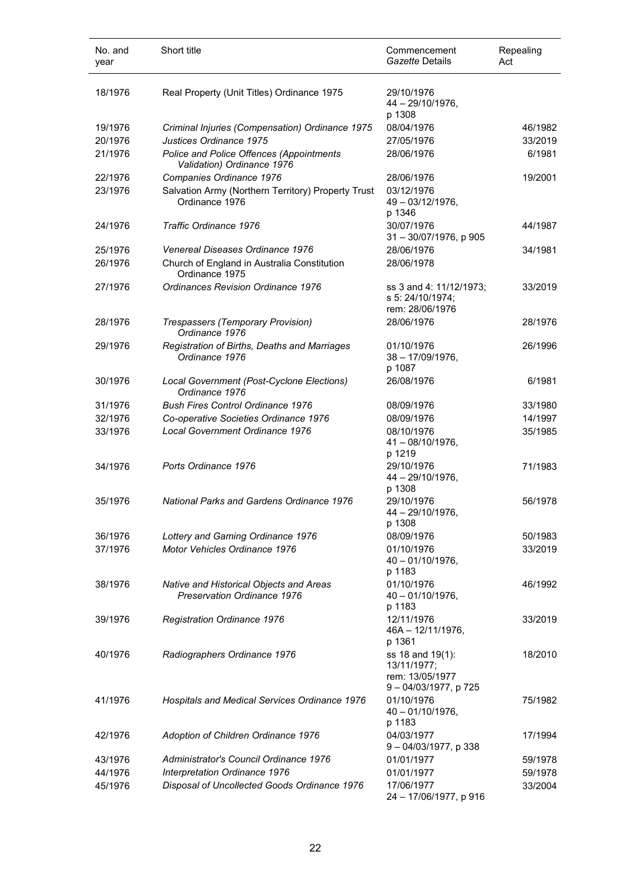| No. and year | Short title | Commencement *Gazette* Details | Repealing Act |
|---|---|---|---|
| 18/1976 | Real Property (Unit Titles) Ordinance 1975 | 29/10/1976 44 – 29/10/1976, p 1308 | |
| 19/1976 | *Criminal Injuries (Compensation) Ordinance 1975* | 08/04/1976 | 46/1982 |
| 20/1976 | *Justices Ordinance 1975* | 27/05/1976 | 33/2019 |
| 21/1976 | *Police and Police Offences (Appointments Validation) Ordinance 1976* | 28/06/1976 | 6/1981 |
| 22/1976 | *Companies Ordinance 1976* | 28/06/1976 | 19/2001 |
| 23/1976 | Salvation Army (Northern Territory) Property Trust Ordinance 1976 | 03/12/1976 49 – 03/12/1976, p 1346 | |
| 24/1976 | *Traffic Ordinance 1976* | 30/07/1976 31 – 30/07/1976, p 905 | 44/1987 |
| 25/1976 | *Venereal Diseases Ordinance 1976* | 28/06/1976 | 34/1981 |
| 26/1976 | Church of England in Australia Constitution Ordinance 1975 | 28/06/1978 | |
| 27/1976 | *Ordinances Revision Ordinance 1976* | ss 3 and 4: 11/12/1973; s 5: 24/10/1974; rem: 28/06/1976 | 33/2019 |
| 28/1976 | *Trespassers (Temporary Provision) Ordinance 1976* | 28/06/1976 | 28/1976 |
| 29/1976 | *Registration of Births, Deaths and Marriages Ordinance 1976* | 01/10/1976 38 – 17/09/1976, p 1087 | 26/1996 |
| 30/1976 | *Local Government (Post-Cyclone Elections) Ordinance 1976* | 26/08/1976 | 6/1981 |
| 31/1976 | *Bush Fires Control Ordinance 1976* | 08/09/1976 | 33/1980 |
| 32/1976 | *Co-operative Societies Ordinance 1976* | 08/09/1976 | 14/1997 |
| 33/1976 | *Local Government Ordinance 1976* | 08/10/1976 41 – 08/10/1976, p 1219 | 35/1985 |
| 34/1976 | *Ports Ordinance 1976* | 29/10/1976 44 – 29/10/1976, p 1308 | 71/1983 |
| 35/1976 | *National Parks and Gardens Ordinance 1976* | 29/10/1976 44 – 29/10/1976, p 1308 | 56/1978 |
| 36/1976 | *Lottery and Gaming Ordinance 1976* | 08/09/1976 | 50/1983 |
| 37/1976 | *Motor Vehicles Ordinance 1976* | 01/10/1976 40 – 01/10/1976, p 1183 | 33/2019 |
| 38/1976 | *Native and Historical Objects and Areas Preservation Ordinance 1976* | 01/10/1976 40 – 01/10/1976, p 1183 | 46/1992 |
| 39/1976 | *Registration Ordinance 1976* | 12/11/1976 46A – 12/11/1976, p 1361 | 33/2019 |
| 40/1976 | *Radiographers Ordinance 1976* | ss 18 and 19(1): 13/11/1977; rem: 13/05/1977 9 – 04/03/1977, p 725 | 18/2010 |
| 41/1976 | *Hospitals and Medical Services Ordinance 1976* | 01/10/1976 40 – 01/10/1976, p 1183 | 75/1982 |
| 42/1976 | *Adoption of Children Ordinance 1976* | 04/03/1977 9 – 04/03/1977, p 338 | 17/1994 |
| 43/1976 | *Administrator's Council Ordinance 1976* | 01/01/1977 | 59/1978 |
| 44/1976 | *Interpretation Ordinance 1976* | 01/01/1977 | 59/1978 |
| 45/1976 | *Disposal of Uncollected Goods Ordinance 1976* | 17/06/1977 24 – 17/06/1977, p 916 | 33/2004 |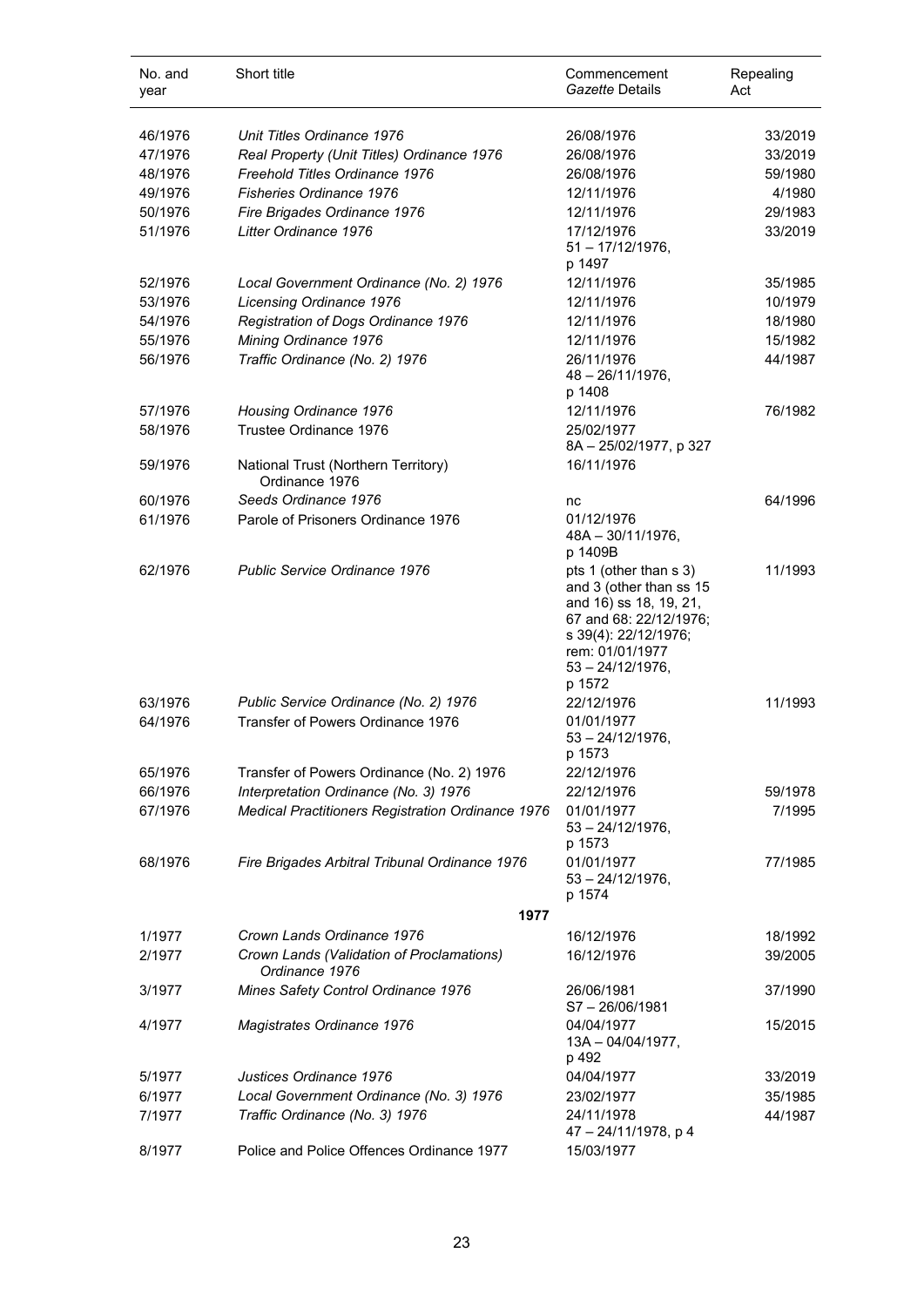| No. and year | Short title | Commencement *Gazette* Details | Repealing Act |
|---|---|---|---|
| 46/1976 | *Unit Titles Ordinance 1976* | 26/08/1976 | 33/2019 |
| 47/1976 | *Real Property (Unit Titles) Ordinance 1976* | 26/08/1976 | 33/2019 |
| 48/1976 | *Freehold Titles Ordinance 1976* | 26/08/1976 | 59/1980 |
| 49/1976 | *Fisheries Ordinance 1976* | 12/11/1976 | 4/1980 |
| 50/1976 | *Fire Brigades Ordinance 1976* | 12/11/1976 | 29/1983 |
| 51/1976 | *Litter Ordinance 1976* | 17/12/1976<br>51 – 17/12/1976, p 1497 | 33/2019 |
| 52/1976 | *Local Government Ordinance (No. 2) 1976* | 12/11/1976 | 35/1985 |
| 53/1976 | *Licensing Ordinance 1976* | 12/11/1976 | 10/1979 |
| 54/1976 | *Registration of Dogs Ordinance 1976* | 12/11/1976 | 18/1980 |
| 55/1976 | *Mining Ordinance 1976* | 12/11/1976 | 15/1982 |
| 56/1976 | *Traffic Ordinance (No. 2) 1976* | 26/11/1976<br>48 – 26/11/1976, p 1408 | 44/1987 |
| 57/1976 | *Housing Ordinance 1976* | 12/11/1976 | 76/1982 |
| 58/1976 | Trustee Ordinance 1976 | 25/02/1977<br>8A – 25/02/1977, p 327 | |
| 59/1976 | National Trust (Northern Territory) Ordinance 1976 | 16/11/1976 | |
| 60/1976 | *Seeds Ordinance 1976* | nc | 64/1996 |
| 61/1976 | Parole of Prisoners Ordinance 1976 | 01/12/1976<br>48A – 30/11/1976, p 1409B | |
| 62/1976 | *Public Service Ordinance 1976* | pts 1 (other than s 3) and 3 (other than ss 15 and 16) ss 18, 19, 21, 67 and 68: 22/12/1976;<br>s 39(4): 22/12/1976;<br>rem: 01/01/1977<br>53 – 24/12/1976, p 1572 | 11/1993 |
| 63/1976 | *Public Service Ordinance (No. 2) 1976* | 22/12/1976 | 11/1993 |
| 64/1976 | Transfer of Powers Ordinance 1976 | 01/01/1977<br>53 – 24/12/1976, p 1573 | |
| 65/1976 | Transfer of Powers Ordinance (No. 2) 1976 | 22/12/1976 | |
| 66/1976 | *Interpretation Ordinance (No. 3) 1976* | 22/12/1976 | 59/1978 |
| 67/1976 | *Medical Practitioners Registration Ordinance 1976* | 01/01/1977<br>53 – 24/12/1976, p 1573 | 7/1995 |
| 68/1976 | *Fire Brigades Arbitral Tribunal Ordinance 1976* | 01/01/1977<br>53 – 24/12/1976, p 1574 | 77/1985 |
| | **1977** | | |
| 1/1977 | *Crown Lands Ordinance 1976* | 16/12/1976 | 18/1992 |
| 2/1977 | *Crown Lands (Validation of Proclamations) Ordinance 1976* | 16/12/1976 | 39/2005 |
| 3/1977 | *Mines Safety Control Ordinance 1976* | 26/06/1981<br>S7 – 26/06/1981 | 37/1990 |
| 4/1977 | *Magistrates Ordinance 1976* | 04/04/1977<br>13A – 04/04/1977, p 492 | 15/2015 |
| 5/1977 | *Justices Ordinance 1976* | 04/04/1977 | 33/2019 |
| 6/1977 | *Local Government Ordinance (No. 3) 1976* | 23/02/1977 | 35/1985 |
| 7/1977 | *Traffic Ordinance (No. 3) 1976* | 24/11/1978<br>47 – 24/11/1978, p 4 | 44/1987 |
| 8/1977 | Police and Police Offences Ordinance 1977 | 15/03/1977 | |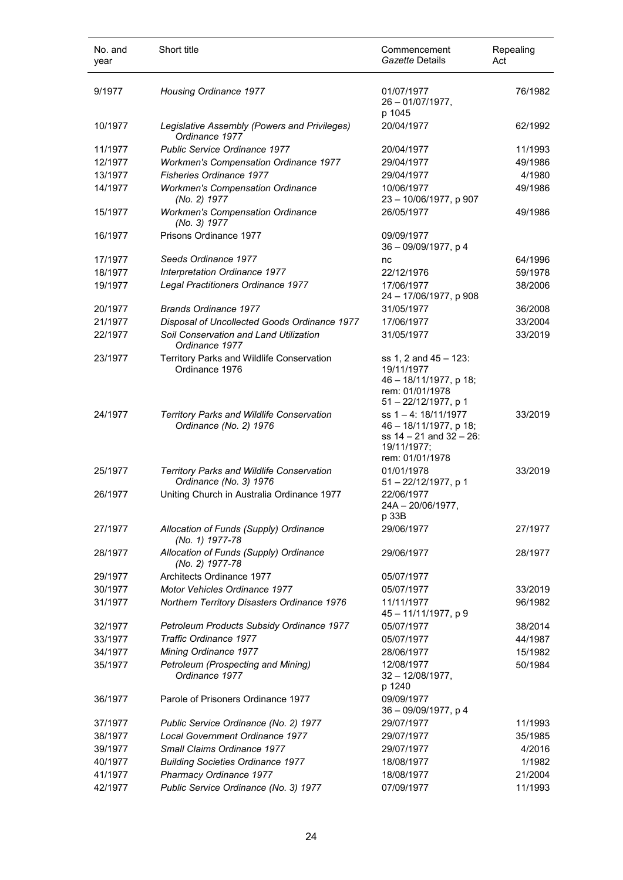| No. and year | Short title | Commencement *Gazette* Details | Repealing Act |
|---|---|---|---|
| 9/1977 | *Housing Ordinance 1977* | 01/07/1977 26 – 01/07/1977, p 1045 | 76/1982 |
| 10/1977 | *Legislative Assembly (Powers and Privileges) Ordinance 1977* | 20/04/1977 | 62/1992 |
| 11/1977 | *Public Service Ordinance 1977* | 20/04/1977 | 11/1993 |
| 12/1977 | *Workmen's Compensation Ordinance 1977* | 29/04/1977 | 49/1986 |
| 13/1977 | *Fisheries Ordinance 1977* | 29/04/1977 | 4/1980 |
| 14/1977 | *Workmen's Compensation Ordinance (No. 2) 1977* | 10/06/1977 23 – 10/06/1977, p 907 | 49/1986 |
| 15/1977 | *Workmen's Compensation Ordinance (No. 3) 1977* | 26/05/1977 | 49/1986 |
| 16/1977 | Prisons Ordinance 1977 | 09/09/1977 36 – 09/09/1977, p 4 | |
| 17/1977 | *Seeds Ordinance 1977* | nc | 64/1996 |
| 18/1977 | *Interpretation Ordinance 1977* | 22/12/1976 | 59/1978 |
| 19/1977 | *Legal Practitioners Ordinance 1977* | 17/06/1977 24 – 17/06/1977, p 908 | 38/2006 |
| 20/1977 | *Brands Ordinance 1977* | 31/05/1977 | 36/2008 |
| 21/1977 | *Disposal of Uncollected Goods Ordinance 1977* | 17/06/1977 | 33/2004 |
| 22/1977 | *Soil Conservation and Land Utilization Ordinance 1977* | 31/05/1977 | 33/2019 |
| 23/1977 | Territory Parks and Wildlife Conservation Ordinance 1976 | ss 1, 2 and 45 – 123: 19/11/1977 46 – 18/11/1977, p 18; rem: 01/01/1978 51 – 22/12/1977, p 1 | |
| 24/1977 | *Territory Parks and Wildlife Conservation Ordinance (No. 2) 1976* | ss 1 – 4: 18/11/1977 46 – 18/11/1977, p 18; ss 14 – 21 and 32 – 26: 19/11/1977; rem: 01/01/1978 | 33/2019 |
| 25/1977 | *Territory Parks and Wildlife Conservation Ordinance (No. 3) 1976* | 01/01/1978 51 – 22/12/1977, p 1 | 33/2019 |
| 26/1977 | Uniting Church in Australia Ordinance 1977 | 22/06/1977 24A – 20/06/1977, p 33B | |
| 27/1977 | *Allocation of Funds (Supply) Ordinance (No. 1) 1977-78* | 29/06/1977 | 27/1977 |
| 28/1977 | *Allocation of Funds (Supply) Ordinance (No. 2) 1977-78* | 29/06/1977 | 28/1977 |
| 29/1977 | Architects Ordinance 1977 | 05/07/1977 | |
| 30/1977 | *Motor Vehicles Ordinance 1977* | 05/07/1977 | 33/2019 |
| 31/1977 | *Northern Territory Disasters Ordinance 1976* | 11/11/1977 45 – 11/11/1977, p 9 | 96/1982 |
| 32/1977 | *Petroleum Products Subsidy Ordinance 1977* | 05/07/1977 | 38/2014 |
| 33/1977 | *Traffic Ordinance 1977* | 05/07/1977 | 44/1987 |
| 34/1977 | *Mining Ordinance 1977* | 28/06/1977 | 15/1982 |
| 35/1977 | *Petroleum (Prospecting and Mining) Ordinance 1977* | 12/08/1977 32 – 12/08/1977, p 1240 | 50/1984 |
| 36/1977 | Parole of Prisoners Ordinance 1977 | 09/09/1977 36 – 09/09/1977, p 4 | |
| 37/1977 | *Public Service Ordinance (No. 2) 1977* | 29/07/1977 | 11/1993 |
| 38/1977 | *Local Government Ordinance 1977* | 29/07/1977 | 35/1985 |
| 39/1977 | *Small Claims Ordinance 1977* | 29/07/1977 | 4/2016 |
| 40/1977 | *Building Societies Ordinance 1977* | 18/08/1977 | 1/1982 |
| 41/1977 | *Pharmacy Ordinance 1977* | 18/08/1977 | 21/2004 |
| 42/1977 | *Public Service Ordinance (No. 3) 1977* | 07/09/1977 | 11/1993 |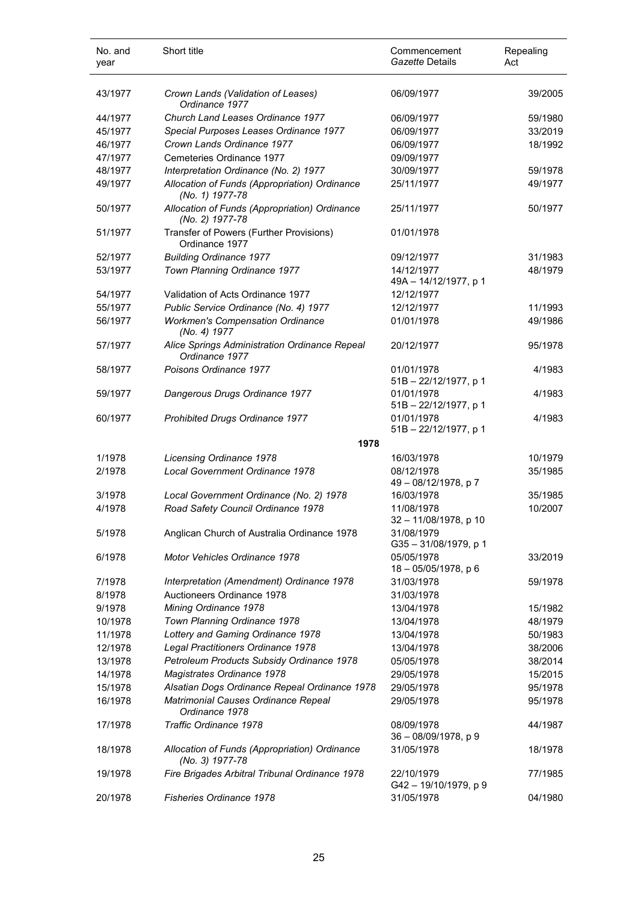| No. and year | Short title | Commencement *Gazette* Details | Repealing Act |
|---|---|---|---|
| 43/1977 | *Crown Lands (Validation of Leases) Ordinance 1977* | 06/09/1977 | 39/2005 |
| 44/1977 | *Church Land Leases Ordinance 1977* | 06/09/1977 | 59/1980 |
| 45/1977 | *Special Purposes Leases Ordinance 1977* | 06/09/1977 | 33/2019 |
| 46/1977 | *Crown Lands Ordinance 1977* | 06/09/1977 | 18/1992 |
| 47/1977 | Cemeteries Ordinance 1977 | 09/09/1977 | |
| 48/1977 | *Interpretation Ordinance (No. 2) 1977* | 30/09/1977 | 59/1978 |
| 49/1977 | *Allocation of Funds (Appropriation) Ordinance (No. 1) 1977-78* | 25/11/1977 | 49/1977 |
| 50/1977 | *Allocation of Funds (Appropriation) Ordinance (No. 2) 1977-78* | 25/11/1977 | 50/1977 |
| 51/1977 | Transfer of Powers (Further Provisions) Ordinance 1977 | 01/01/1978 | |
| 52/1977 | *Building Ordinance 1977* | 09/12/1977 | 31/1983 |
| 53/1977 | *Town Planning Ordinance 1977* | 14/12/1977<br>49A – 14/12/1977, p 1 | 48/1979 |
| 54/1977 | Validation of Acts Ordinance 1977 | 12/12/1977 | |
| 55/1977 | *Public Service Ordinance (No. 4) 1977* | 12/12/1977 | 11/1993 |
| 56/1977 | *Workmen's Compensation Ordinance (No. 4) 1977* | 01/01/1978 | 49/1986 |
| 57/1977 | *Alice Springs Administration Ordinance Repeal Ordinance 1977* | 20/12/1977 | 95/1978 |
| 58/1977 | *Poisons Ordinance 1977* | 01/01/1978<br>51B – 22/12/1977, p 1 | 4/1983 |
| 59/1977 | *Dangerous Drugs Ordinance 1977* | 01/01/1978<br>51B – 22/12/1977, p 1 | 4/1983 |
| 60/1977 | *Prohibited Drugs Ordinance 1977* | 01/01/1978<br>51B – 22/12/1977, p 1 | 4/1983 |
| | **1978** | | |
| 1/1978 | *Licensing Ordinance 1978* | 16/03/1978 | 10/1979 |
| 2/1978 | *Local Government Ordinance 1978* | 08/12/1978<br>49 – 08/12/1978, p 7 | 35/1985 |
| 3/1978 | *Local Government Ordinance (No. 2) 1978* | 16/03/1978 | 35/1985 |
| 4/1978 | *Road Safety Council Ordinance 1978* | 11/08/1978<br>32 – 11/08/1978, p 10 | 10/2007 |
| 5/1978 | Anglican Church of Australia Ordinance 1978 | 31/08/1979<br>G35 – 31/08/1979, p 1 | |
| 6/1978 | *Motor Vehicles Ordinance 1978* | 05/05/1978<br>18 – 05/05/1978, p 6 | 33/2019 |
| 7/1978 | *Interpretation (Amendment) Ordinance 1978* | 31/03/1978 | 59/1978 |
| 8/1978 | Auctioneers Ordinance 1978 | 31/03/1978 | |
| 9/1978 | *Mining Ordinance 1978* | 13/04/1978 | 15/1982 |
| 10/1978 | *Town Planning Ordinance 1978* | 13/04/1978 | 48/1979 |
| 11/1978 | *Lottery and Gaming Ordinance 1978* | 13/04/1978 | 50/1983 |
| 12/1978 | *Legal Practitioners Ordinance 1978* | 13/04/1978 | 38/2006 |
| 13/1978 | *Petroleum Products Subsidy Ordinance 1978* | 05/05/1978 | 38/2014 |
| 14/1978 | *Magistrates Ordinance 1978* | 29/05/1978 | 15/2015 |
| 15/1978 | *Alsatian Dogs Ordinance Repeal Ordinance 1978* | 29/05/1978 | 95/1978 |
| 16/1978 | *Matrimonial Causes Ordinance Repeal Ordinance 1978* | 29/05/1978 | 95/1978 |
| 17/1978 | *Traffic Ordinance 1978* | 08/09/1978<br>36 – 08/09/1978, p 9 | 44/1987 |
| 18/1978 | *Allocation of Funds (Appropriation) Ordinance (No. 3) 1977-78* | 31/05/1978 | 18/1978 |
| 19/1978 | *Fire Brigades Arbitral Tribunal Ordinance 1978* | 22/10/1979<br>G42 – 19/10/1979, p 9 | 77/1985 |
| 20/1978 | *Fisheries Ordinance 1978* | 31/05/1978 | 04/1980 |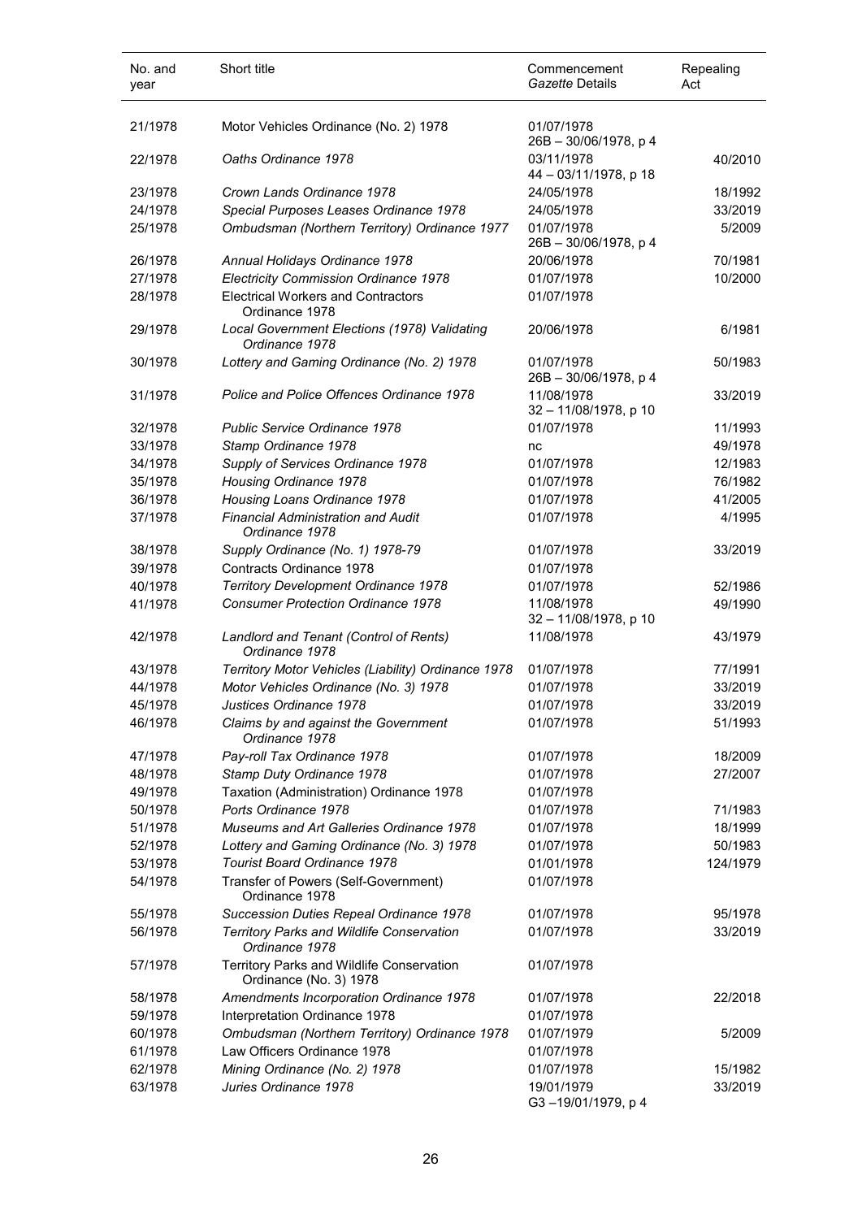| No. and year | Short title | Commencement *Gazette* Details | Repealing Act |
|---|---|---|---|
| 21/1978 | Motor Vehicles Ordinance (No. 2) 1978 | 01/07/1978<br>26B – 30/06/1978, p 4 | |
| 22/1978 | *Oaths Ordinance 1978* | 03/11/1978<br>44 – 03/11/1978, p 18 | 40/2010 |
| 23/1978 | *Crown Lands Ordinance 1978* | 24/05/1978 | 18/1992 |
| 24/1978 | *Special Purposes Leases Ordinance 1978* | 24/05/1978 | 33/2019 |
| 25/1978 | *Ombudsman (Northern Territory) Ordinance 1977* | 01/07/1978<br>26B – 30/06/1978, p 4 | 5/2009 |
| 26/1978 | *Annual Holidays Ordinance 1978* | 20/06/1978 | 70/1981 |
| 27/1978 | *Electricity Commission Ordinance 1978* | 01/07/1978 | 10/2000 |
| 28/1978 | Electrical Workers and Contractors Ordinance 1978 | 01/07/1978 | |
| 29/1978 | *Local Government Elections (1978) Validating Ordinance 1978* | 20/06/1978 | 6/1981 |
| 30/1978 | *Lottery and Gaming Ordinance (No. 2) 1978* | 01/07/1978<br>26B – 30/06/1978, p 4 | 50/1983 |
| 31/1978 | *Police and Police Offences Ordinance 1978* | 11/08/1978<br>32 – 11/08/1978, p 10 | 33/2019 |
| 32/1978 | *Public Service Ordinance 1978* | 01/07/1978 | 11/1993 |
| 33/1978 | *Stamp Ordinance 1978* | nc | 49/1978 |
| 34/1978 | *Supply of Services Ordinance 1978* | 01/07/1978 | 12/1983 |
| 35/1978 | *Housing Ordinance 1978* | 01/07/1978 | 76/1982 |
| 36/1978 | *Housing Loans Ordinance 1978* | 01/07/1978 | 41/2005 |
| 37/1978 | *Financial Administration and Audit Ordinance 1978* | 01/07/1978 | 4/1995 |
| 38/1978 | *Supply Ordinance (No. 1) 1978-79* | 01/07/1978 | 33/2019 |
| 39/1978 | Contracts Ordinance 1978 | 01/07/1978 | |
| 40/1978 | *Territory Development Ordinance 1978* | 01/07/1978 | 52/1986 |
| 41/1978 | *Consumer Protection Ordinance 1978* | 11/08/1978<br>32 – 11/08/1978, p 10 | 49/1990 |
| 42/1978 | *Landlord and Tenant (Control of Rents) Ordinance 1978* | 11/08/1978 | 43/1979 |
| 43/1978 | *Territory Motor Vehicles (Liability) Ordinance 1978* | 01/07/1978 | 77/1991 |
| 44/1978 | *Motor Vehicles Ordinance (No. 3) 1978* | 01/07/1978 | 33/2019 |
| 45/1978 | *Justices Ordinance 1978* | 01/07/1978 | 33/2019 |
| 46/1978 | *Claims by and against the Government Ordinance 1978* | 01/07/1978 | 51/1993 |
| 47/1978 | *Pay-roll Tax Ordinance 1978* | 01/07/1978 | 18/2009 |
| 48/1978 | *Stamp Duty Ordinance 1978* | 01/07/1978 | 27/2007 |
| 49/1978 | Taxation (Administration) Ordinance 1978 | 01/07/1978 | |
| 50/1978 | *Ports Ordinance 1978* | 01/07/1978 | 71/1983 |
| 51/1978 | *Museums and Art Galleries Ordinance 1978* | 01/07/1978 | 18/1999 |
| 52/1978 | *Lottery and Gaming Ordinance (No. 3) 1978* | 01/07/1978 | 50/1983 |
| 53/1978 | *Tourist Board Ordinance 1978* | 01/01/1978 | 124/1979 |
| 54/1978 | Transfer of Powers (Self-Government) Ordinance 1978 | 01/07/1978 | |
| 55/1978 | *Succession Duties Repeal Ordinance 1978* | 01/07/1978 | 95/1978 |
| 56/1978 | *Territory Parks and Wildlife Conservation Ordinance 1978* | 01/07/1978 | 33/2019 |
| 57/1978 | Territory Parks and Wildlife Conservation Ordinance (No. 3) 1978 | 01/07/1978 | |
| 58/1978 | *Amendments Incorporation Ordinance 1978* | 01/07/1978 | 22/2018 |
| 59/1978 | Interpretation Ordinance 1978 | 01/07/1978 | |
| 60/1978 | *Ombudsman (Northern Territory) Ordinance 1978* | 01/07/1979 | 5/2009 |
| 61/1978 | Law Officers Ordinance 1978 | 01/07/1978 | |
| 62/1978 | *Mining Ordinance (No. 2) 1978* | 01/07/1978 | 15/1982 |
| 63/1978 | *Juries Ordinance 1978* | 19/01/1979<br>G3 –19/01/1979, p 4 | 33/2019 |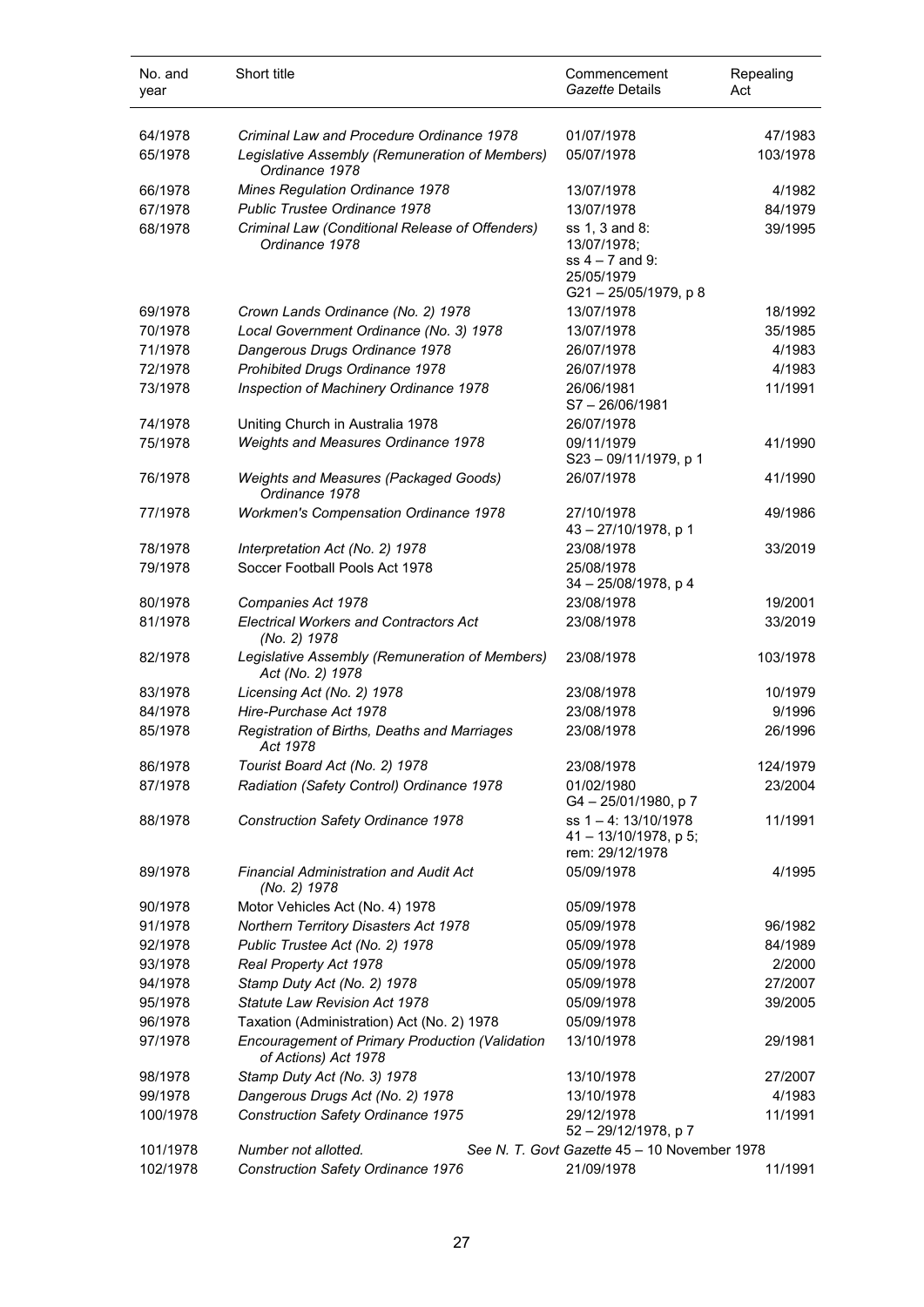| No. and year | Short title | Commencement *Gazette* Details | Repealing Act |
|---|---|---|---|
| 64/1978 | *Criminal Law and Procedure Ordinance 1978* | 01/07/1978 | 47/1983 |
| 65/1978 | *Legislative Assembly (Remuneration of Members) Ordinance 1978* | 05/07/1978 | 103/1978 |
| 66/1978 | *Mines Regulation Ordinance 1978* | 13/07/1978 | 4/1982 |
| 67/1978 | *Public Trustee Ordinance 1978* | 13/07/1978 | 84/1979 |
| 68/1978 | *Criminal Law (Conditional Release of Offenders) Ordinance 1978* | ss 1, 3 and 8: 13/07/1978; ss 4 – 7 and 9: 25/05/1979 G21 – 25/05/1979, p 8 | 39/1995 |
| 69/1978 | *Crown Lands Ordinance (No. 2) 1978* | 13/07/1978 | 18/1992 |
| 70/1978 | *Local Government Ordinance (No. 3) 1978* | 13/07/1978 | 35/1985 |
| 71/1978 | *Dangerous Drugs Ordinance 1978* | 26/07/1978 | 4/1983 |
| 72/1978 | *Prohibited Drugs Ordinance 1978* | 26/07/1978 | 4/1983 |
| 73/1978 | *Inspection of Machinery Ordinance 1978* | 26/06/1981 S7 – 26/06/1981 | 11/1991 |
| 74/1978 | Uniting Church in Australia 1978 | 26/07/1978 | |
| 75/1978 | *Weights and Measures Ordinance 1978* | 09/11/1979 S23 – 09/11/1979, p 1 | 41/1990 |
| 76/1978 | *Weights and Measures (Packaged Goods) Ordinance 1978* | 26/07/1978 | 41/1990 |
| 77/1978 | *Workmen's Compensation Ordinance 1978* | 27/10/1978 43 – 27/10/1978, p 1 | 49/1986 |
| 78/1978 | *Interpretation Act (No. 2) 1978* | 23/08/1978 | 33/2019 |
| 79/1978 | Soccer Football Pools Act 1978 | 25/08/1978 34 – 25/08/1978, p 4 | |
| 80/1978 | *Companies Act 1978* | 23/08/1978 | 19/2001 |
| 81/1978 | *Electrical Workers and Contractors Act (No. 2) 1978* | 23/08/1978 | 33/2019 |
| 82/1978 | *Legislative Assembly (Remuneration of Members) Act (No. 2) 1978* | 23/08/1978 | 103/1978 |
| 83/1978 | *Licensing Act (No. 2) 1978* | 23/08/1978 | 10/1979 |
| 84/1978 | *Hire-Purchase Act 1978* | 23/08/1978 | 9/1996 |
| 85/1978 | *Registration of Births, Deaths and Marriages Act 1978* | 23/08/1978 | 26/1996 |
| 86/1978 | *Tourist Board Act (No. 2) 1978* | 23/08/1978 | 124/1979 |
| 87/1978 | *Radiation (Safety Control) Ordinance 1978* | 01/02/1980 G4 – 25/01/1980, p 7 | 23/2004 |
| 88/1978 | *Construction Safety Ordinance 1978* | ss 1 – 4: 13/10/1978 41 – 13/10/1978, p 5; rem: 29/12/1978 | 11/1991 |
| 89/1978 | *Financial Administration and Audit Act (No. 2) 1978* | 05/09/1978 | 4/1995 |
| 90/1978 | Motor Vehicles Act (No. 4) 1978 | 05/09/1978 | |
| 91/1978 | *Northern Territory Disasters Act 1978* | 05/09/1978 | 96/1982 |
| 92/1978 | *Public Trustee Act (No. 2) 1978* | 05/09/1978 | 84/1989 |
| 93/1978 | *Real Property Act 1978* | 05/09/1978 | 2/2000 |
| 94/1978 | *Stamp Duty Act (No. 2) 1978* | 05/09/1978 | 27/2007 |
| 95/1978 | *Statute Law Revision Act 1978* | 05/09/1978 | 39/2005 |
| 96/1978 | Taxation (Administration) Act (No. 2) 1978 | 05/09/1978 | |
| 97/1978 | *Encouragement of Primary Production (Validation of Actions) Act 1978* | 13/10/1978 | 29/1981 |
| 98/1978 | *Stamp Duty Act (No. 3) 1978* | 13/10/1978 | 27/2007 |
| 99/1978 | *Dangerous Drugs Act (No. 2) 1978* | 13/10/1978 | 4/1983 |
| 100/1978 | *Construction Safety Ordinance 1975* | 29/12/1978 52 – 29/12/1978, p 7 | 11/1991 |
| 101/1978 | *Number not allotted.* | *See N. T. Govt Gazette 45 – 10 November 1978* | |
| 102/1978 | *Construction Safety Ordinance 1976* | 21/09/1978 | 11/1991 |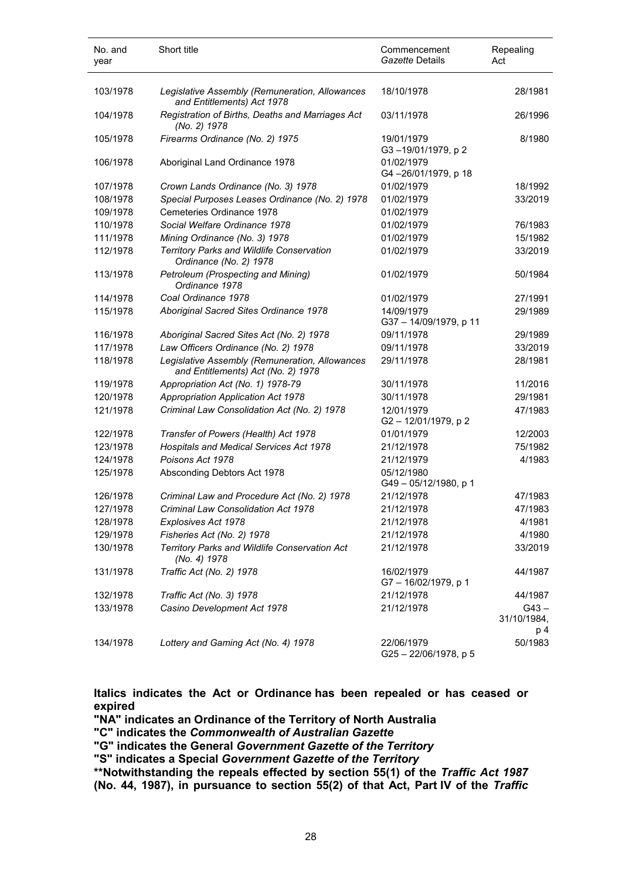| No. and year | Short title | Commencement *Gazette* Details | Repealing Act |
|---|---|---|---|
| 103/1978 | *Legislative Assembly (Remuneration, Allowances and Entitlements) Act 1978* | 18/10/1978 | 28/1981 |
| 104/1978 | *Registration of Births, Deaths and Marriages Act (No. 2) 1978* | 03/11/1978 | 26/1996 |
| 105/1978 | *Firearms Ordinance (No. 2) 1975* | 19/01/1979 G3 –19/01/1979, p 2 | 8/1980 |
| 106/1978 | Aboriginal Land Ordinance 1978 | 01/02/1979 G4 –26/01/1979, p 18 | |
| 107/1978 | *Crown Lands Ordinance (No. 3) 1978* | 01/02/1979 | 18/1992 |
| 108/1978 | *Special Purposes Leases Ordinance (No. 2) 1978* | 01/02/1979 | 33/2019 |
| 109/1978 | Cemeteries Ordinance 1978 | 01/02/1979 | |
| 110/1978 | *Social Welfare Ordinance 1978* | 01/02/1979 | 76/1983 |
| 111/1978 | *Mining Ordinance (No. 3) 1978* | 01/02/1979 | 15/1982 |
| 112/1978 | *Territory Parks and Wildlife Conservation Ordinance (No. 2) 1978* | 01/02/1979 | 33/2019 |
| 113/1978 | *Petroleum (Prospecting and Mining) Ordinance 1978* | 01/02/1979 | 50/1984 |
| 114/1978 | *Coal Ordinance 1978* | 01/02/1979 | 27/1991 |
| 115/1978 | *Aboriginal Sacred Sites Ordinance 1978* | 14/09/1979 G37 – 14/09/1979, p 11 | 29/1989 |
| 116/1978 | *Aboriginal Sacred Sites Act (No. 2) 1978* | 09/11/1978 | 29/1989 |
| 117/1978 | *Law Officers Ordinance (No. 2) 1978* | 09/11/1978 | 33/2019 |
| 118/1978 | *Legislative Assembly (Remuneration, Allowances and Entitlements) Act (No. 2) 1978* | 29/11/1978 | 28/1981 |
| 119/1978 | *Appropriation Act (No. 1) 1978-79* | 30/11/1978 | 11/2016 |
| 120/1978 | *Appropriation Application Act 1978* | 30/11/1978 | 29/1981 |
| 121/1978 | *Criminal Law Consolidation Act (No. 2) 1978* | 12/01/1979 G2 – 12/01/1979, p 2 | 47/1983 |
| 122/1978 | *Transfer of Powers (Health) Act 1978* | 01/01/1979 | 12/2003 |
| 123/1978 | *Hospitals and Medical Services Act 1978* | 21/12/1978 | 75/1982 |
| 124/1978 | *Poisons Act 1978* | 21/12/1979 | 4/1983 |
| 125/1978 | Absconding Debtors Act 1978 | 05/12/1980 G49 – 05/12/1980, p 1 | |
| 126/1978 | *Criminal Law and Procedure Act (No. 2) 1978* | 21/12/1978 | 47/1983 |
| 127/1978 | *Criminal Law Consolidation Act 1978* | 21/12/1978 | 47/1983 |
| 128/1978 | *Explosives Act 1978* | 21/12/1978 | 4/1981 |
| 129/1978 | *Fisheries Act (No. 2) 1978* | 21/12/1978 | 4/1980 |
| 130/1978 | *Territory Parks and Wildlife Conservation Act (No. 4) 1978* | 21/12/1978 | 33/2019 |
| 131/1978 | *Traffic Act (No. 2) 1978* | 16/02/1979 G7 – 16/02/1979, p 1 | 44/1987 |
| 132/1978 | *Traffic Act (No. 3) 1978* | 21/12/1978 | 44/1987 |
| 133/1978 | *Casino Development Act 1978* | 21/12/1978 | G43 – 31/10/1984, p 4 |
| 134/1978 | *Lottery and Gaming Act (No. 4) 1978* | 22/06/1979 G25 – 22/06/1978, p 5 | 50/1983 |

**Italics indicates the Act or Ordinance has been repealed or has ceased or expired**

**"NA" indicates an Ordinance of the Territory of North Australia**

**"C" indicates the *Commonwealth of Australian Gazette***

**"G" indicates the General *Government Gazette of the Territory***

**"S" indicates a Special *Government Gazette of the Territory***

**\*\*Notwithstanding the repeals effected by section 55(1) of the *Traffic Act 1987* (No. 44, 1987), in pursuance to section 55(2) of that Act, Part IV of the *Traffic***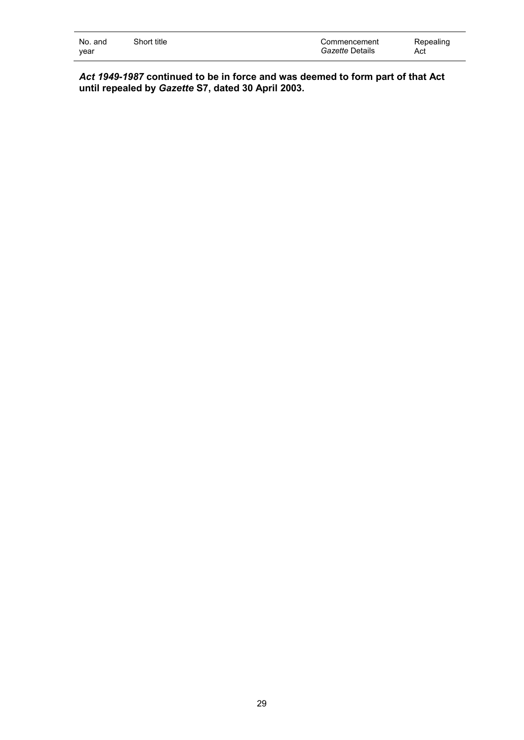| No. and year | Short title | Commencement *Gazette* Details | Repealing Act |
|---|---|---|---|

***Act 1949-1987* continued to be in force and was deemed to form part of that Act until repealed by *Gazette* S7, dated 30 April 2003.**